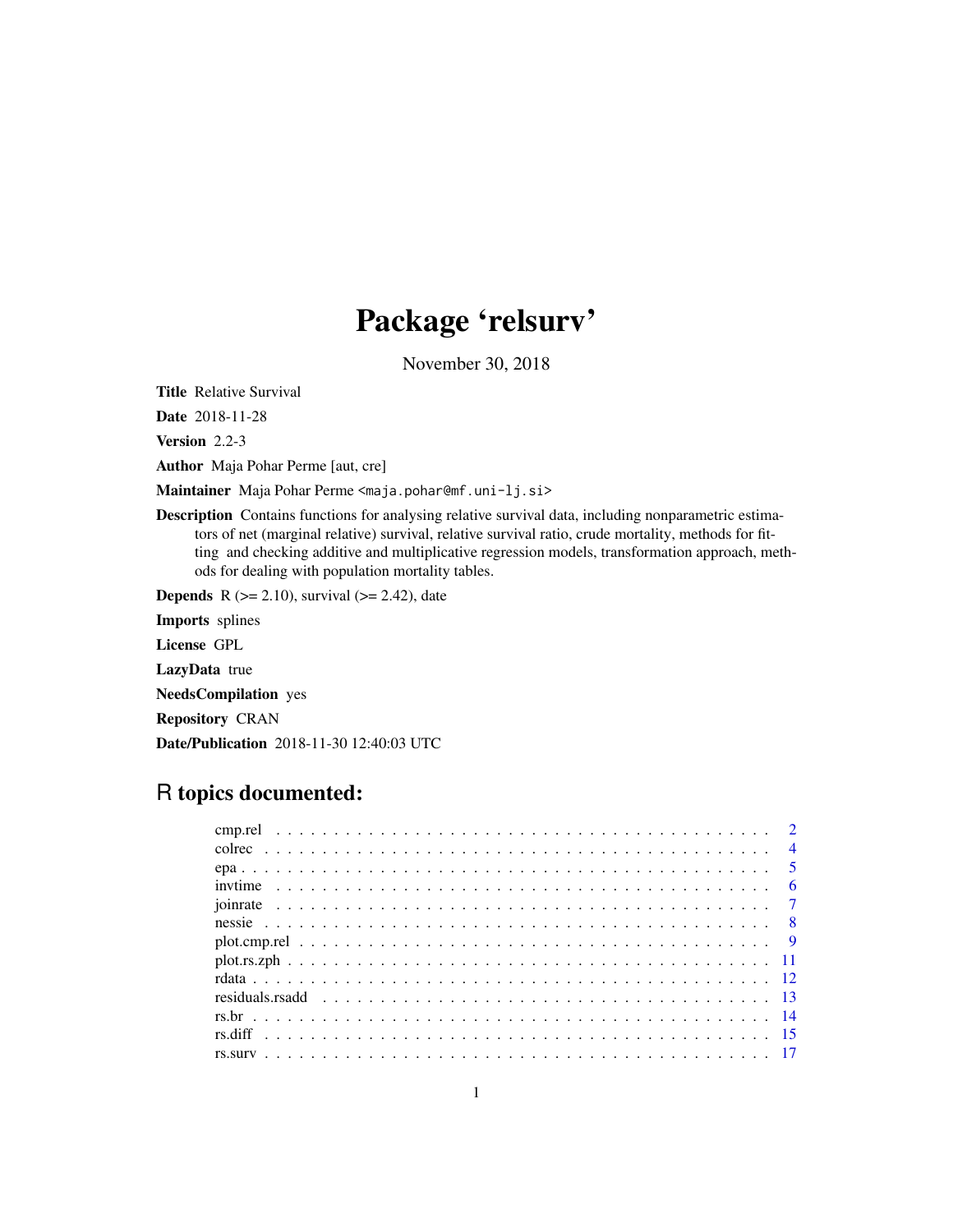# Package 'relsurv'

November 30, 2018

**Title** Relative Survival

**Date** 2018-11-28

**Version** 2.2-3

**Author** Maja Pohar Perme [aut, cre]

**Maintainer** Maja Pohar Perme <maja.pohar@mf.uni-lj.si>

**Description** Contains functions for analysing relative survival data, including nonparametric estimators of net (marginal relative) survival, relative survival ratio, crude mortality, methods for fitting and checking additive and multiplicative regression models, transformation approach, methods for dealing with population mortality tables.

**Depends** R (>= 2.10), survival (>= 2.42), date

**Imports** splines

**License** GPL

**LazyData** true

**NeedsCompilation** yes

**Repository** CRAN

**Date/Publication** 2018-11-30 12:40:03 UTC

## R topics documented:

| | |
|---|---|
| cmp.rel | 2 |
| colrec | 4 |
| epa | 5 |
| invtime | 6 |
| joinrate | 7 |
| nessie | 8 |
| plot.cmp.rel | 9 |
| plot.rs.zph | 11 |
| rdata | 12 |
| residuals.rsadd | 13 |
| rs.br | 14 |
| rs.diff | 15 |
| rs.surv | 17 |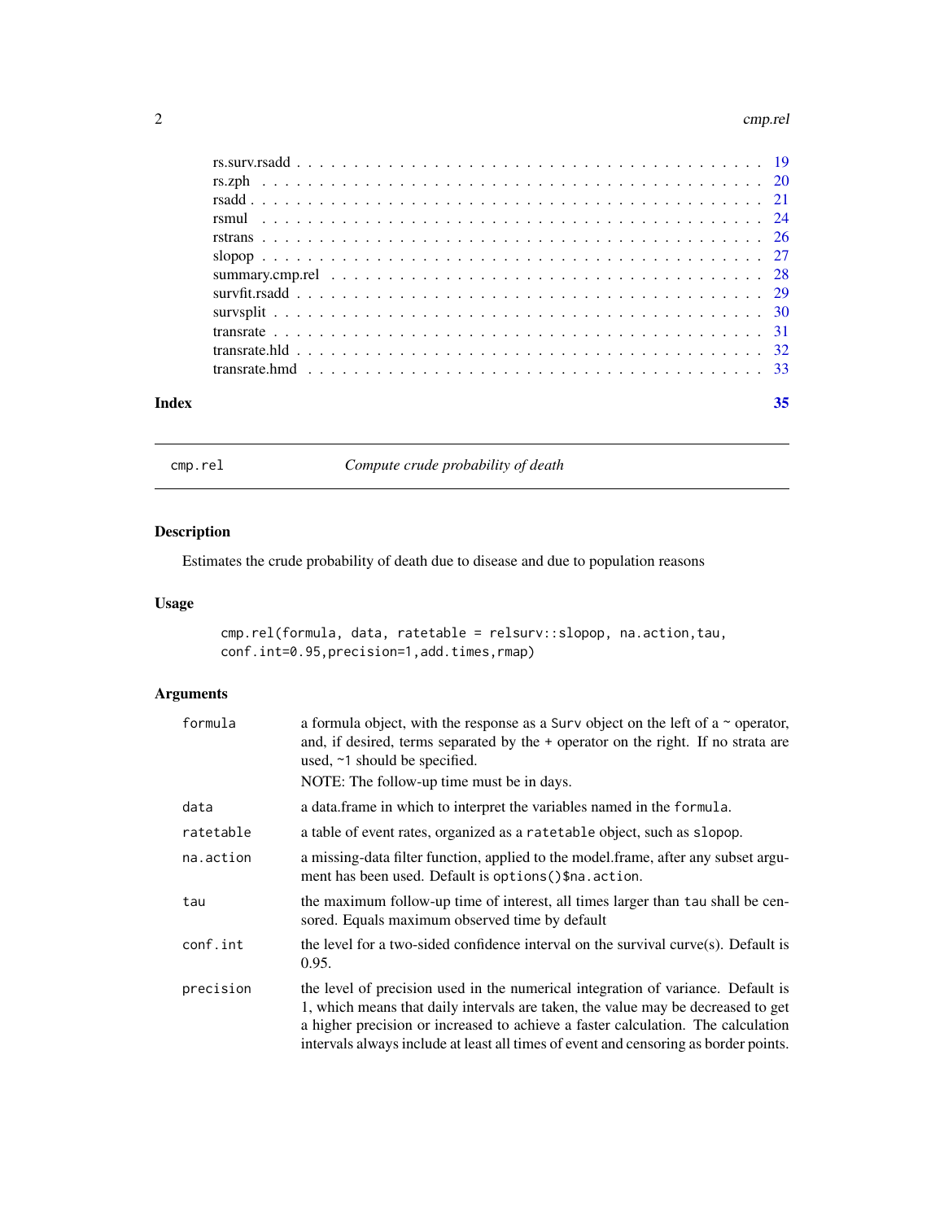| | |
|---|---|
| rs.surv.rsadd | 19 |
| rs.zph | 20 |
| rsadd | 21 |
| rsmul | 24 |
| rstrans | 26 |
| slopop | 27 |
| summary.cmp.rel | 28 |
| survfit.rsadd | 29 |
| survsplit | 30 |
| transrate | 31 |
| transrate.hld | 32 |
| transrate.hmd | 33 |

**Index** **35**

---

`cmp.rel` *Compute crude probability of death*

---

## Description

Estimates the crude probability of death due to disease and due to population reasons

## Usage

```
cmp.rel(formula, data, ratetable = relsurv::slopop, na.action,tau,
conf.int=0.95,precision=1,add.times,rmap)
```

## Arguments

| | |
|---|---|
| `formula` | a formula object, with the response as a `Surv` object on the left of a `~` operator, and, if desired, terms separated by the `+` operator on the right. If no strata are used, `~1` should be specified.<br>NOTE: The follow-up time must be in days. |
| `data` | a data.frame in which to interpret the variables named in the `formula`. |
| `ratetable` | a table of event rates, organized as a `ratetable` object, such as `slopop`. |
| `na.action` | a missing-data filter function, applied to the model.frame, after any subset argument has been used. Default is `options()$na.action`. |
| `tau` | the maximum follow-up time of interest, all times larger than `tau` shall be censored. Equals maximum observed time by default |
| `conf.int` | the level for a two-sided confidence interval on the survival curve(s). Default is 0.95. |
| `precision` | the level of precision used in the numerical integration of variance. Default is 1, which means that daily intervals are taken, the value may be decreased to get a higher precision or increased to achieve a faster calculation. The calculation intervals always include at least all times of event and censoring as border points. |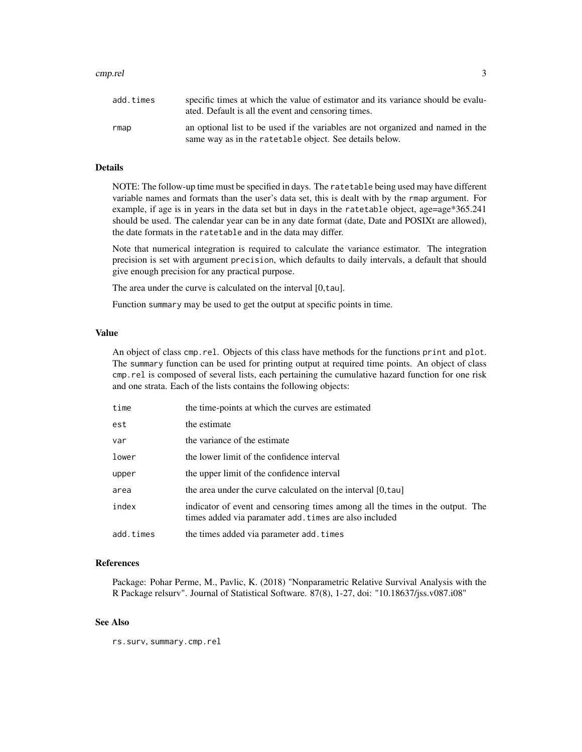| | |
|---|---|
| `add.times` | specific times at which the value of estimator and its variance should be evaluated. Default is all the event and censoring times. |
| `rmap` | an optional list to be used if the variables are not organized and named in the same way as in the `ratetable` object. See details below. |

### Details

NOTE: The follow-up time must be specified in days. The `ratetable` being used may have different variable names and formats than the user's data set, this is dealt with by the `rmap` argument. For example, if age is in years in the data set but in days in the `ratetable` object, age=age*365.241 should be used. The calendar year can be in any date format (date, Date and POSIXt are allowed), the date formats in the `ratetable` and in the data may differ.

Note that numerical integration is required to calculate the variance estimator. The integration precision is set with argument `precision`, which defaults to daily intervals, a default that should give enough precision for any practical purpose.

The area under the curve is calculated on the interval [0,`tau`].

Function `summary` may be used to get the output at specific points in time.

### Value

An object of class `cmp.rel`. Objects of this class have methods for the functions `print` and `plot`. The `summary` function can be used for printing output at required time points. An object of class `cmp.rel` is composed of several lists, each pertaining the cumulative hazard function for one risk and one strata. Each of the lists contains the following objects:

| | |
|---|---|
| `time` | the time-points at which the curves are estimated |
| `est` | the estimate |
| `var` | the variance of the estimate |
| `lower` | the lower limit of the confidence interval |
| `upper` | the upper limit of the confidence interval |
| `area` | the area under the curve calculated on the interval [0,`tau`] |
| `index` | indicator of event and censoring times among all the times in the output. The times added via paramater `add.times` are also included |
| `add.times` | the times added via parameter `add.times` |

### References

Package: Pohar Perme, M., Pavlic, K. (2018) "Nonparametric Relative Survival Analysis with the R Package relsurv". Journal of Statistical Software. 87(8), 1-27, doi: "10.18637/jss.v087.i08"

### See Also

`rs.surv`, `summary.cmp.rel`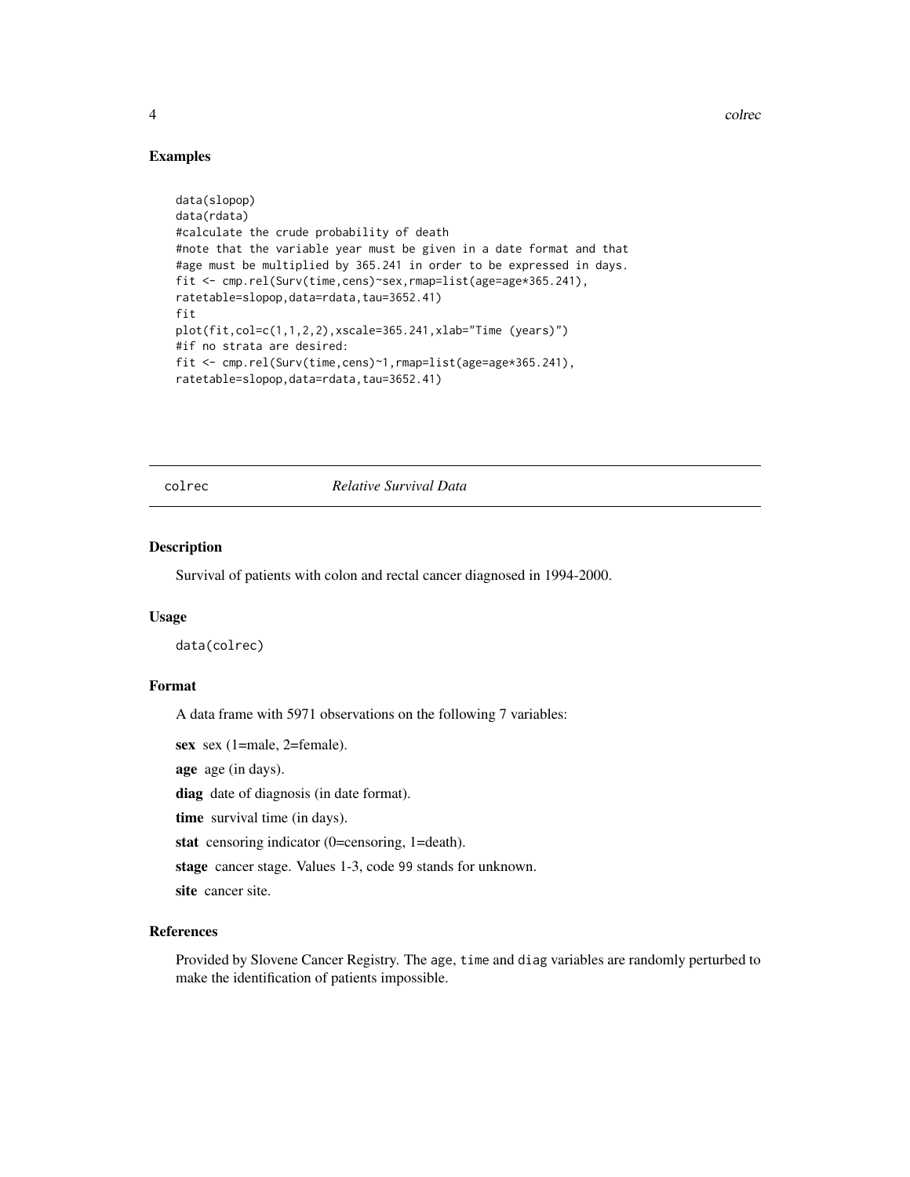## Examples

```
data(slopop)
data(rdata)
#calculate the crude probability of death
#note that the variable year must be given in a date format and that
#age must be multiplied by 365.241 in order to be expressed in days.
fit <- cmp.rel(Surv(time,cens)~sex,rmap=list(age=age*365.241),
ratetable=slopop,data=rdata,tau=3652.41)
fit
plot(fit,col=c(1,1,2,2),xscale=365.241,xlab="Time (years)")
#if no strata are desired:
fit <- cmp.rel(Surv(time,cens)~1,rmap=list(age=age*365.241),
ratetable=slopop,data=rdata,tau=3652.41)
```

# colrec *Relative Survival Data*

## Description

Survival of patients with colon and rectal cancer diagnosed in 1994-2000.

## Usage

```
data(colrec)
```

## Format

A data frame with 5971 observations on the following 7 variables:

**sex** sex (1=male, 2=female).

**age** age (in days).

**diag** date of diagnosis (in date format).

**time** survival time (in days).

**stat** censoring indicator (0=censoring, 1=death).

**stage** cancer stage. Values 1-3, code `99` stands for unknown.

**site** cancer site.

## References

Provided by Slovene Cancer Registry. The `age`, `time` and `diag` variables are randomly perturbed to make the identification of patients impossible.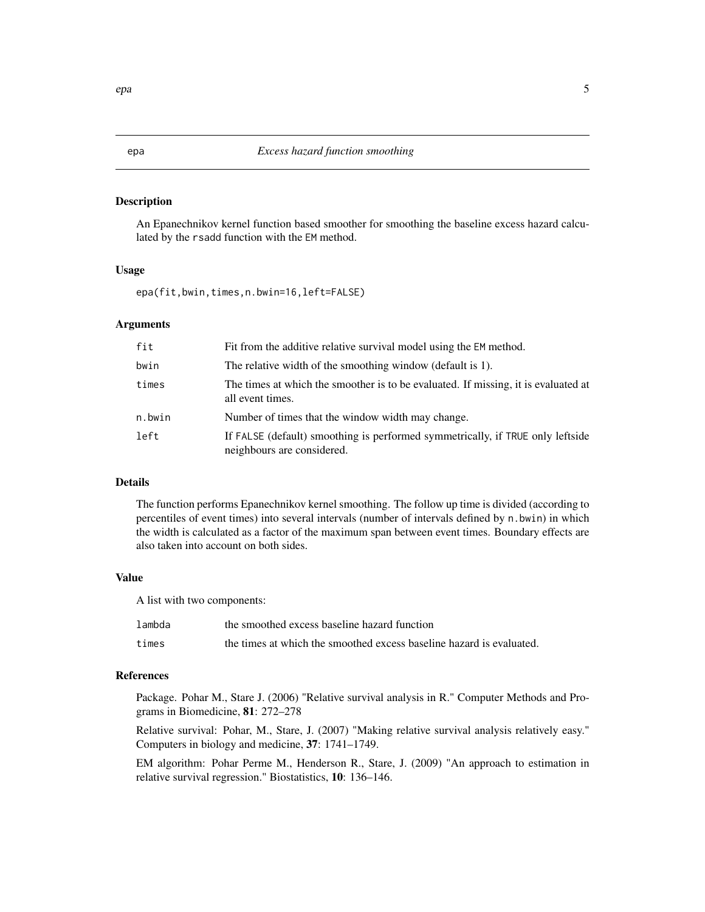## epa — *Excess hazard function smoothing*

### Description

An Epanechnikov kernel function based smoother for smoothing the baseline excess hazard calculated by the `rsadd` function with the `EM` method.

### Usage

```
epa(fit,bwin,times,n.bwin=16,left=FALSE)
```

### Arguments

| | |
|---|---|
| `fit` | Fit from the additive relative survival model using the `EM` method. |
| `bwin` | The relative width of the smoothing window (default is 1). |
| `times` | The times at which the smoother is to be evaluated. If missing, it is evaluated at all event times. |
| `n.bwin` | Number of times that the window width may change. |
| `left` | If `FALSE` (default) smoothing is performed symmetrically, if `TRUE` only leftside neighbours are considered. |

### Details

The function performs Epanechnikov kernel smoothing. The follow up time is divided (according to percentiles of event times) into several intervals (number of intervals defined by `n.bwin`) in which the width is calculated as a factor of the maximum span between event times. Boundary effects are also taken into account on both sides.

### Value

A list with two components:

| | |
|---|---|
| `lambda` | the smoothed excess baseline hazard function |
| `times` | the times at which the smoothed excess baseline hazard is evaluated. |

### References

Package. Pohar M., Stare J. (2006) "Relative survival analysis in R." Computer Methods and Programs in Biomedicine, **81**: 272–278

Relative survival: Pohar, M., Stare, J. (2007) "Making relative survival analysis relatively easy." Computers in biology and medicine, **37**: 1741–1749.

EM algorithm: Pohar Perme M., Henderson R., Stare, J. (2009) "An approach to estimation in relative survival regression." Biostatistics, **10**: 136–146.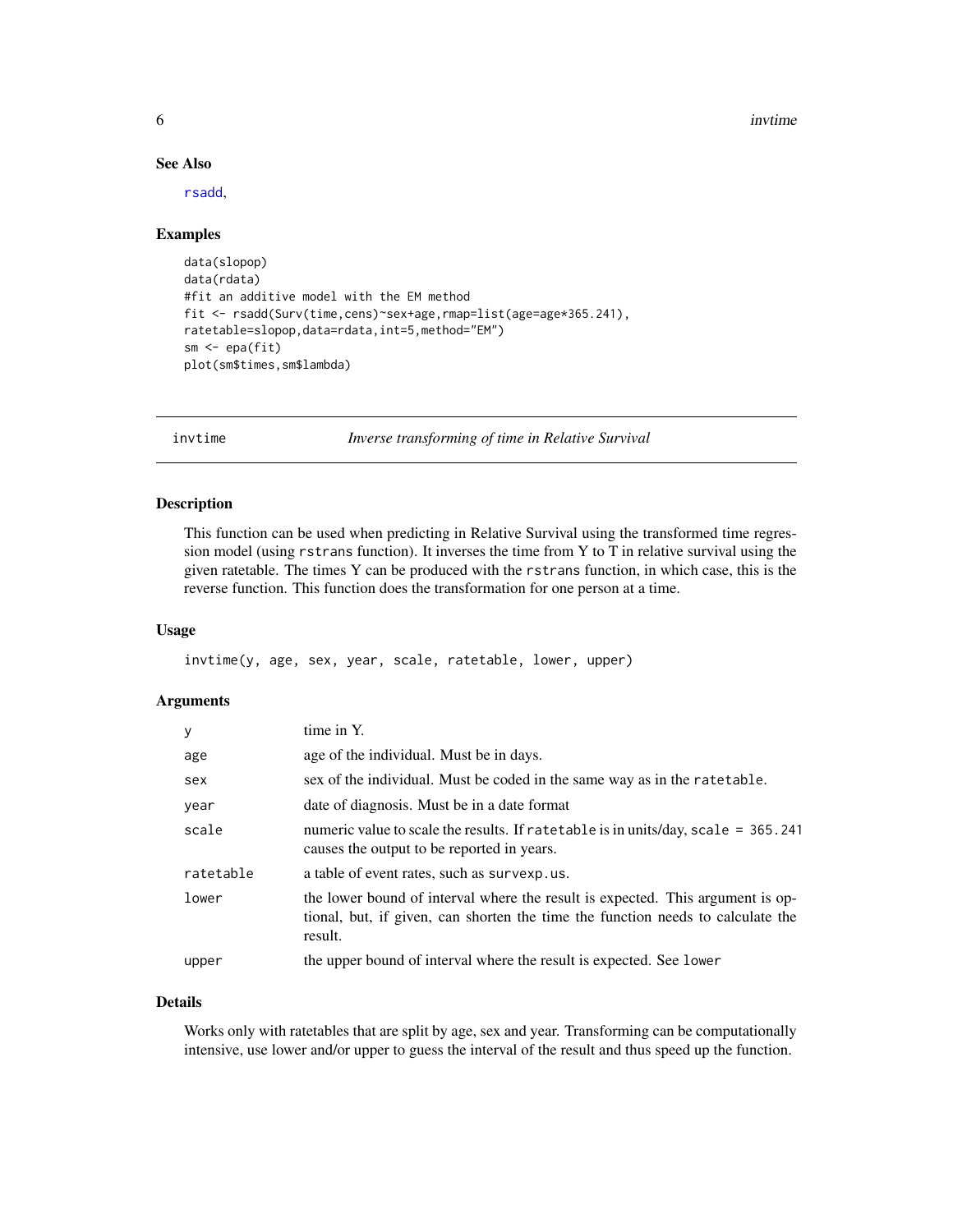### See Also

rsadd,

### Examples

```
data(slopop)
data(rdata)
#fit an additive model with the EM method
fit <- rsadd(Surv(time,cens)~sex+age,rmap=list(age=age*365.241),
ratetable=slopop,data=rdata,int=5,method="EM")
sm <- epa(fit)
plot(sm$times,sm$lambda)
```

---

## invtime — *Inverse transforming of time in Relative Survival*

### Description

This function can be used when predicting in Relative Survival using the transformed time regression model (using `rstrans` function). It inverses the time from Y to T in relative survival using the given ratetable. The times Y can be produced with the `rstrans` function, in which case, this is the reverse function. This function does the transformation for one person at a time.

### Usage

```
invtime(y, age, sex, year, scale, ratetable, lower, upper)
```

### Arguments

| Argument | Description |
|---|---|
| `y` | time in Y. |
| `age` | age of the individual. Must be in days. |
| `sex` | sex of the individual. Must be coded in the same way as in the `ratetable`. |
| `year` | date of diagnosis. Must be in a date format |
| `scale` | numeric value to scale the results. If `ratetable` is in units/day, `scale = 365.241` causes the output to be reported in years. |
| `ratetable` | a table of event rates, such as `survexp.us`. |
| `lower` | the lower bound of interval where the result is expected. This argument is optional, but, if given, can shorten the time the function needs to calculate the result. |
| `upper` | the upper bound of interval where the result is expected. See `lower` |

### Details

Works only with ratetables that are split by age, sex and year. Transforming can be computationally intensive, use lower and/or upper to guess the interval of the result and thus speed up the function.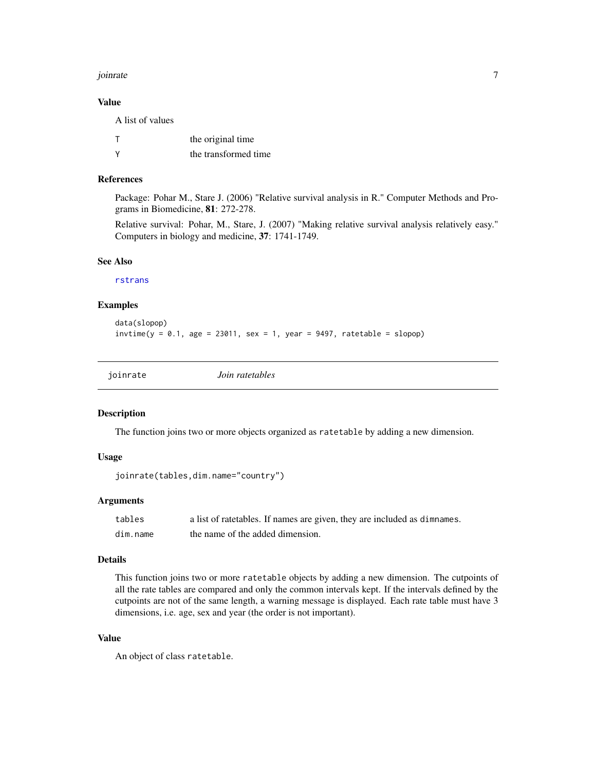### Value

A list of values

| | |
|---|---|
| T | the original time |
| Y | the transformed time |

### References

Package: Pohar M., Stare J. (2006) "Relative survival analysis in R." Computer Methods and Programs in Biomedicine, **81**: 272-278.

Relative survival: Pohar, M., Stare, J. (2007) "Making relative survival analysis relatively easy." Computers in biology and medicine, **37**: 1741-1749.

### See Also

rstrans

### Examples

```
data(slopop)
invtime(y = 0.1, age = 23011, sex = 1, year = 9497, ratetable = slopop)
```

## joinrate *Join ratetables*

### Description

The function joins two or more objects organized as ratetable by adding a new dimension.

### Usage

```
joinrate(tables,dim.name="country")
```

### Arguments

| | |
|---|---|
| tables | a list of ratetables. If names are given, they are included as dimnames. |
| dim.name | the name of the added dimension. |

### Details

This function joins two or more ratetable objects by adding a new dimension. The cutpoints of all the rate tables are compared and only the common intervals kept. If the intervals defined by the cutpoints are not of the same length, a warning message is displayed. Each rate table must have 3 dimensions, i.e. age, sex and year (the order is not important).

### Value

An object of class ratetable.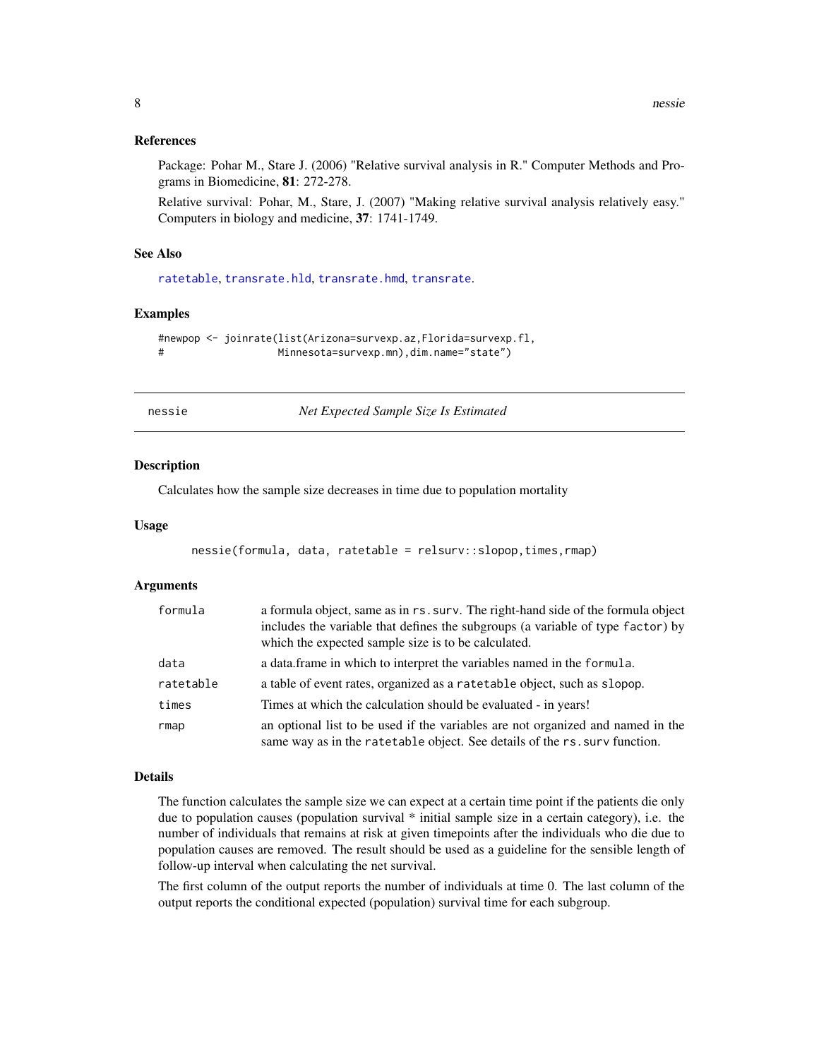### References

Package: Pohar M., Stare J. (2006) "Relative survival analysis in R." Computer Methods and Programs in Biomedicine, **81**: 272-278.

Relative survival: Pohar, M., Stare, J. (2007) "Making relative survival analysis relatively easy." Computers in biology and medicine, **37**: 1741-1749.

### See Also

`ratetable`, `transrate.hld`, `transrate.hmd`, `transrate`.

### Examples

```
#newpop <- joinrate(list(Arizona=survexp.az,Florida=survexp.fl,
#                  Minnesota=survexp.mn),dim.name="state")
```

---

## nessie — *Net Expected Sample Size Is Estimated*

---

### Description

Calculates how the sample size decreases in time due to population mortality

### Usage

```
nessie(formula, data, ratetable = relsurv::slopop,times,rmap)
```

### Arguments

| | |
|---|---|
| `formula` | a formula object, same as in `rs.surv`. The right-hand side of the formula object includes the variable that defines the subgroups (a variable of type `factor`) by which the expected sample size is to be calculated. |
| `data` | a data.frame in which to interpret the variables named in the `formula`. |
| `ratetable` | a table of event rates, organized as a `ratetable` object, such as `slopop`. |
| `times` | Times at which the calculation should be evaluated - in years! |
| `rmap` | an optional list to be used if the variables are not organized and named in the same way as in the `ratetable` object. See details of the `rs.surv` function. |

### Details

The function calculates the sample size we can expect at a certain time point if the patients die only due to population causes (population survival * initial sample size in a certain category), i.e. the number of individuals that remains at risk at given timepoints after the individuals who die due to population causes are removed. The result should be used as a guideline for the sensible length of follow-up interval when calculating the net survival.

The first column of the output reports the number of individuals at time 0. The last column of the output reports the conditional expected (population) survival time for each subgroup.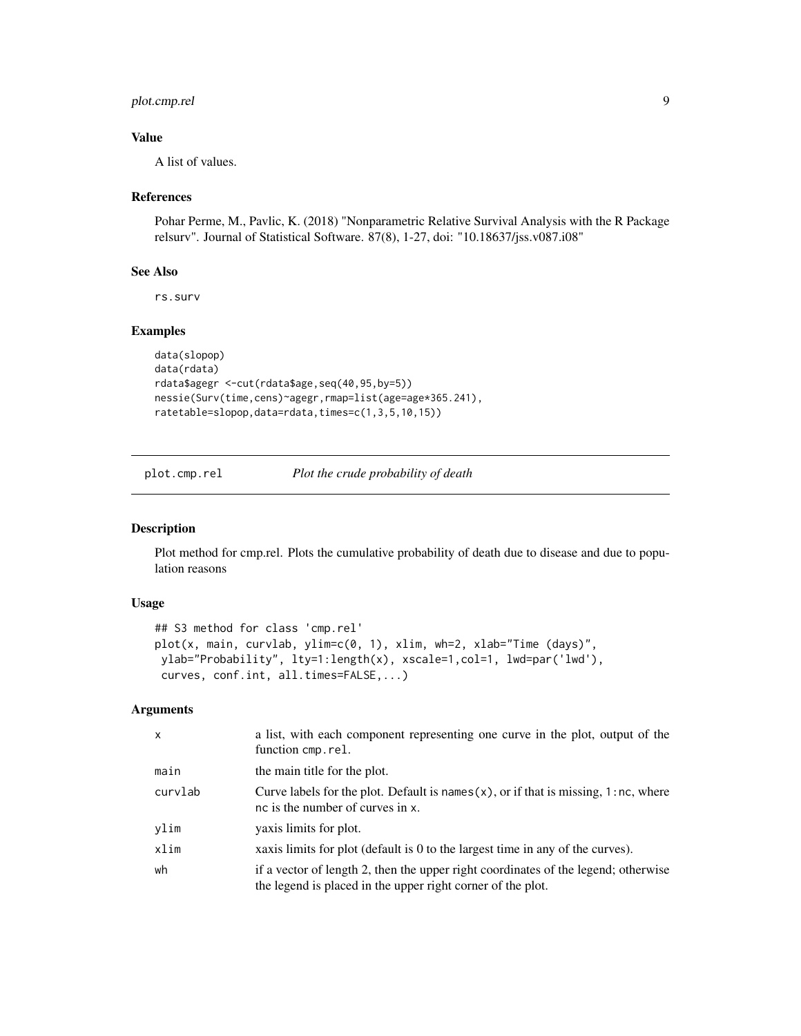### Value

A list of values.

### References

Pohar Perme, M., Pavlic, K. (2018) "Nonparametric Relative Survival Analysis with the R Package relsurv". Journal of Statistical Software. 87(8), 1-27, doi: "10.18637/jss.v087.i08"

### See Also

rs.surv

### Examples

```
data(slopop)
data(rdata)
rdata$agegr <-cut(rdata$age,seq(40,95,by=5))
nessie(Surv(time,cens)~agegr,rmap=list(age=age*365.241),
ratetable=slopop,data=rdata,times=c(1,3,5,10,15))
```

---

## plot.cmp.rel *Plot the crude probability of death*

### Description

Plot method for cmp.rel. Plots the cumulative probability of death due to disease and due to population reasons

### Usage

```
## S3 method for class 'cmp.rel'
plot(x, main, curvlab, ylim=c(0, 1), xlim, wh=2, xlab="Time (days)",
 ylab="Probability", lty=1:length(x), xscale=1,col=1, lwd=par('lwd'),
 curves, conf.int, all.times=FALSE,...)
```

### Arguments

| | |
|---|---|
| x | a list, with each component representing one curve in the plot, output of the function cmp.rel. |
| main | the main title for the plot. |
| curvlab | Curve labels for the plot. Default is names(x), or if that is missing, 1:nc, where nc is the number of curves in x. |
| ylim | yaxis limits for plot. |
| xlim | xaxis limits for plot (default is 0 to the largest time in any of the curves). |
| wh | if a vector of length 2, then the upper right coordinates of the legend; otherwise the legend is placed in the upper right corner of the plot. |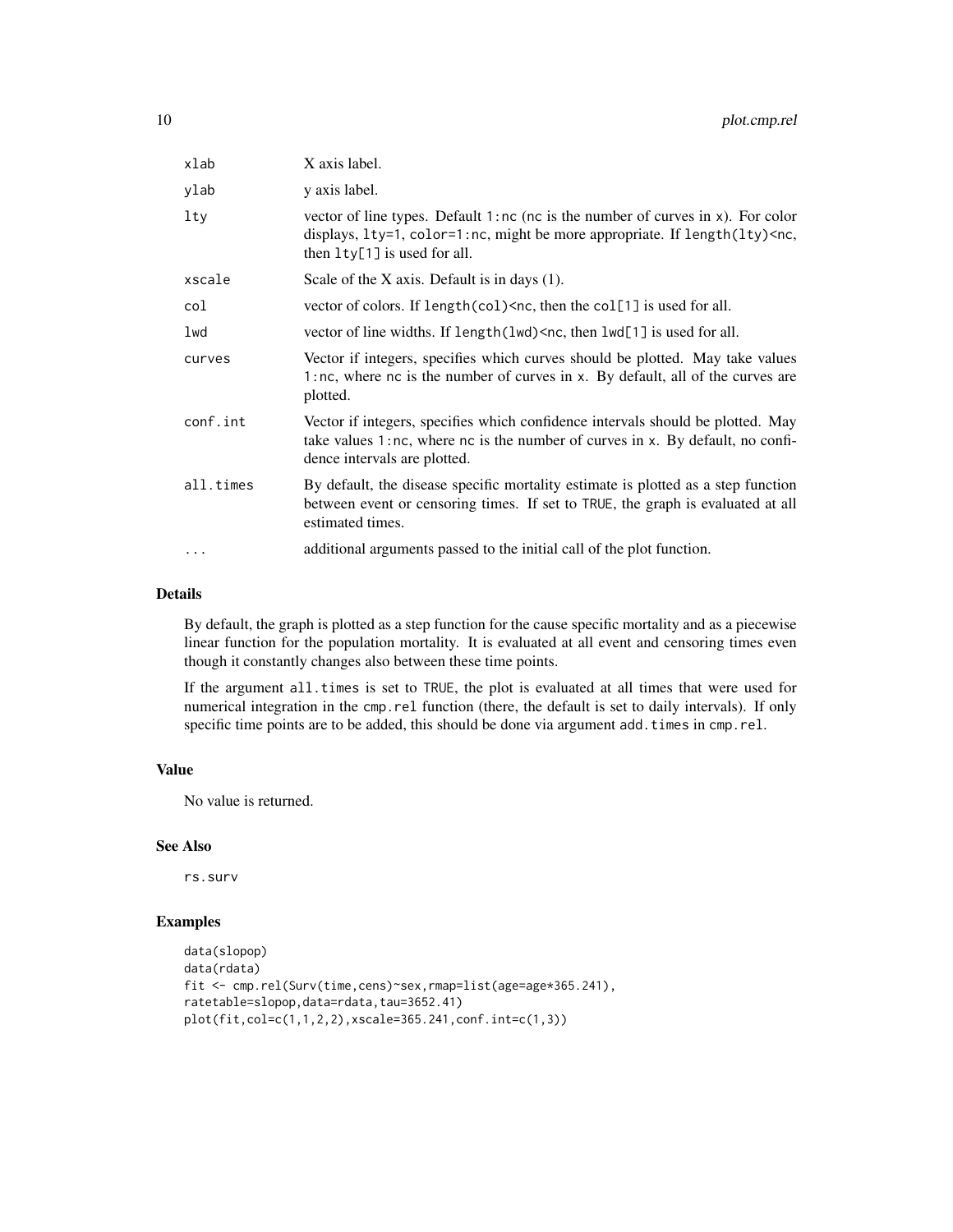| | |
|---|---|
| xlab | X axis label. |
| ylab | y axis label. |
| lty | vector of line types. Default `1:nc` (nc is the number of curves in x). For color displays, `lty=1, color=1:nc`, might be more appropriate. If `length(lty)<nc`, then `lty[1]` is used for all. |
| xscale | Scale of the X axis. Default is in days (1). |
| col | vector of colors. If `length(col)<nc`, then the `col[1]` is used for all. |
| lwd | vector of line widths. If `length(lwd)<nc`, then `lwd[1]` is used for all. |
| curves | Vector if integers, specifies which curves should be plotted. May take values `1:nc`, where nc is the number of curves in x. By default, all of the curves are plotted. |
| conf.int | Vector if integers, specifies which confidence intervals should be plotted. May take values `1:nc`, where nc is the number of curves in x. By default, no confidence intervals are plotted. |
| all.times | By default, the disease specific mortality estimate is plotted as a step function between event or censoring times. If set to TRUE, the graph is evaluated at all estimated times. |
| ... | additional arguments passed to the initial call of the plot function. |

### Details

By default, the graph is plotted as a step function for the cause specific mortality and as a piecewise linear function for the population mortality. It is evaluated at all event and censoring times even though it constantly changes also between these time points.

If the argument `all.times` is set to TRUE, the plot is evaluated at all times that were used for numerical integration in the `cmp.rel` function (there, the default is set to daily intervals). If only specific time points are to be added, this should be done via argument `add.times` in `cmp.rel`.

### Value

No value is returned.

### See Also

rs.surv

### Examples

```
data(slopop)
data(rdata)
fit <- cmp.rel(Surv(time,cens)~sex,rmap=list(age=age*365.241),
ratetable=slopop,data=rdata,tau=3652.41)
plot(fit,col=c(1,1,2,2),xscale=365.241,conf.int=c(1,3))
```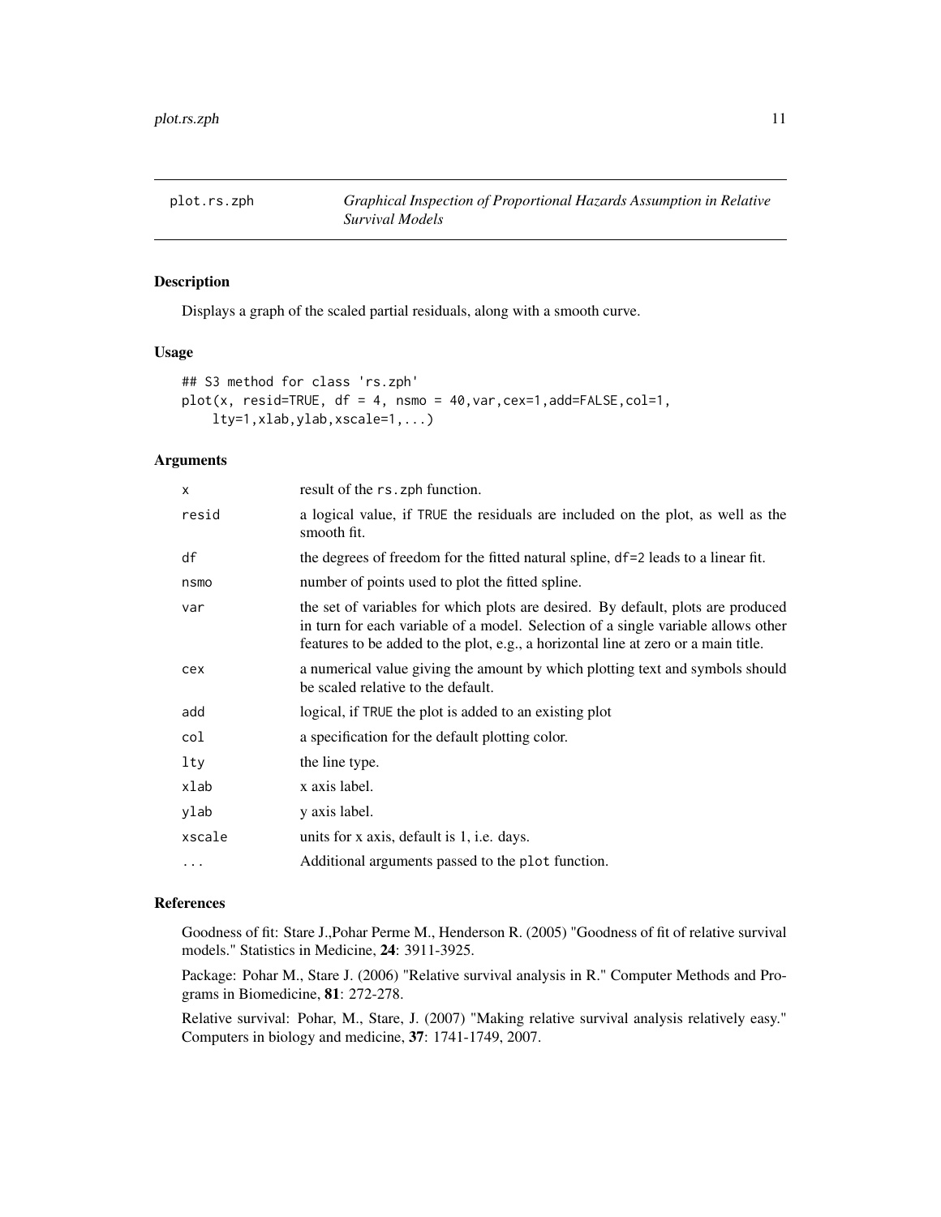# plot.rs.zph — *Graphical Inspection of Proportional Hazards Assumption in Relative Survival Models*

## Description

Displays a graph of the scaled partial residuals, along with a smooth curve.

## Usage

```
## S3 method for class 'rs.zph'
plot(x, resid=TRUE, df = 4, nsmo = 40,var,cex=1,add=FALSE,col=1,
    lty=1,xlab,ylab,xscale=1,...)
```

## Arguments

| | |
|---|---|
| `x` | result of the `rs.zph` function. |
| `resid` | a logical value, if `TRUE` the residuals are included on the plot, as well as the smooth fit. |
| `df` | the degrees of freedom for the fitted natural spline, `df=2` leads to a linear fit. |
| `nsmo` | number of points used to plot the fitted spline. |
| `var` | the set of variables for which plots are desired. By default, plots are produced in turn for each variable of a model. Selection of a single variable allows other features to be added to the plot, e.g., a horizontal line at zero or a main title. |
| `cex` | a numerical value giving the amount by which plotting text and symbols should be scaled relative to the default. |
| `add` | logical, if `TRUE` the plot is added to an existing plot |
| `col` | a specification for the default plotting color. |
| `lty` | the line type. |
| `xlab` | x axis label. |
| `ylab` | y axis label. |
| `xscale` | units for x axis, default is 1, i.e. days. |
| `...` | Additional arguments passed to the `plot` function. |

## References

Goodness of fit: Stare J.,Pohar Perme M., Henderson R. (2005) "Goodness of fit of relative survival models." Statistics in Medicine, **24**: 3911-3925.

Package: Pohar M., Stare J. (2006) "Relative survival analysis in R." Computer Methods and Programs in Biomedicine, **81**: 272-278.

Relative survival: Pohar, M., Stare, J. (2007) "Making relative survival analysis relatively easy." Computers in biology and medicine, **37**: 1741-1749, 2007.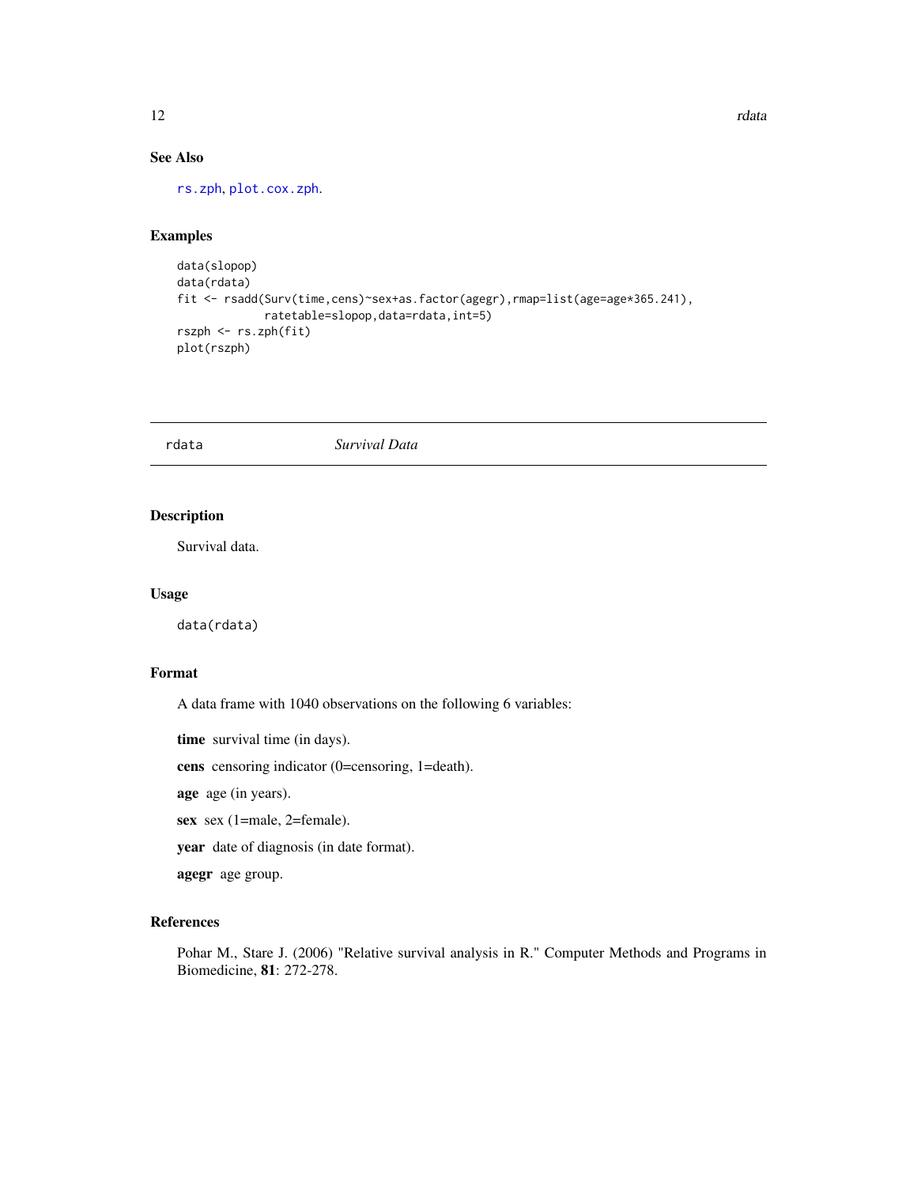### See Also

rs.zph, plot.cox.zph.

### Examples

```
data(slopop)
data(rdata)
fit <- rsadd(Surv(time,cens)~sex+as.factor(agegr),rmap=list(age=age*365.241),
             ratetable=slopop,data=rdata,int=5)
rszph <- rs.zph(fit)
plot(rszph)
```

---

## rdata — *Survival Data*

### Description

Survival data.

### Usage

```
data(rdata)
```

### Format

A data frame with 1040 observations on the following 6 variables:

**time** survival time (in days).

**cens** censoring indicator (0=censoring, 1=death).

**age** age (in years).

**sex** sex (1=male, 2=female).

**year** date of diagnosis (in date format).

**agegr** age group.

### References

Pohar M., Stare J. (2006) "Relative survival analysis in R." Computer Methods and Programs in Biomedicine, **81**: 272-278.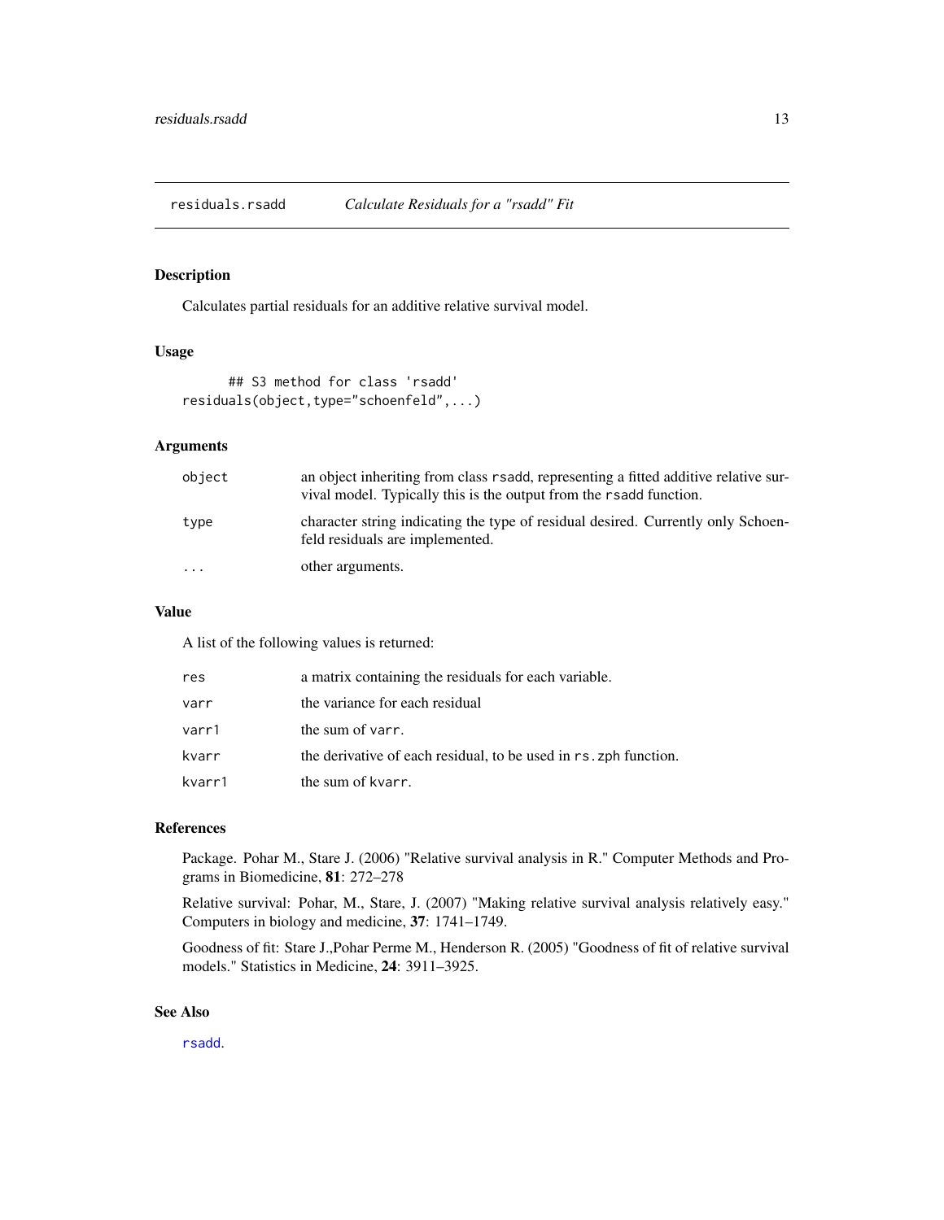residuals.rsadd *Calculate Residuals for a "rsadd" Fit*

## Description

Calculates partial residuals for an additive relative survival model.

## Usage

```
## S3 method for class 'rsadd'
residuals(object,type="schoenfeld",...)
```

## Arguments

| | |
|---|---|
| object | an object inheriting from class `rsadd`, representing a fitted additive relative survival model. Typically this is the output from the `rsadd` function. |
| type | character string indicating the type of residual desired. Currently only Schoenfeld residuals are implemented. |
| ... | other arguments. |

## Value

A list of the following values is returned:

| | |
|---|---|
| res | a matrix containing the residuals for each variable. |
| varr | the variance for each residual |
| varr1 | the sum of `varr`. |
| kvarr | the derivative of each residual, to be used in `rs.zph` function. |
| kvarr1 | the sum of `kvarr`. |

## References

Package. Pohar M., Stare J. (2006) "Relative survival analysis in R." Computer Methods and Programs in Biomedicine, **81**: 272–278

Relative survival: Pohar, M., Stare, J. (2007) "Making relative survival analysis relatively easy." Computers in biology and medicine, **37**: 1741–1749.

Goodness of fit: Stare J.,Pohar Perme M., Henderson R. (2005) "Goodness of fit of relative survival models." Statistics in Medicine, **24**: 3911–3925.

## See Also

`rsadd`.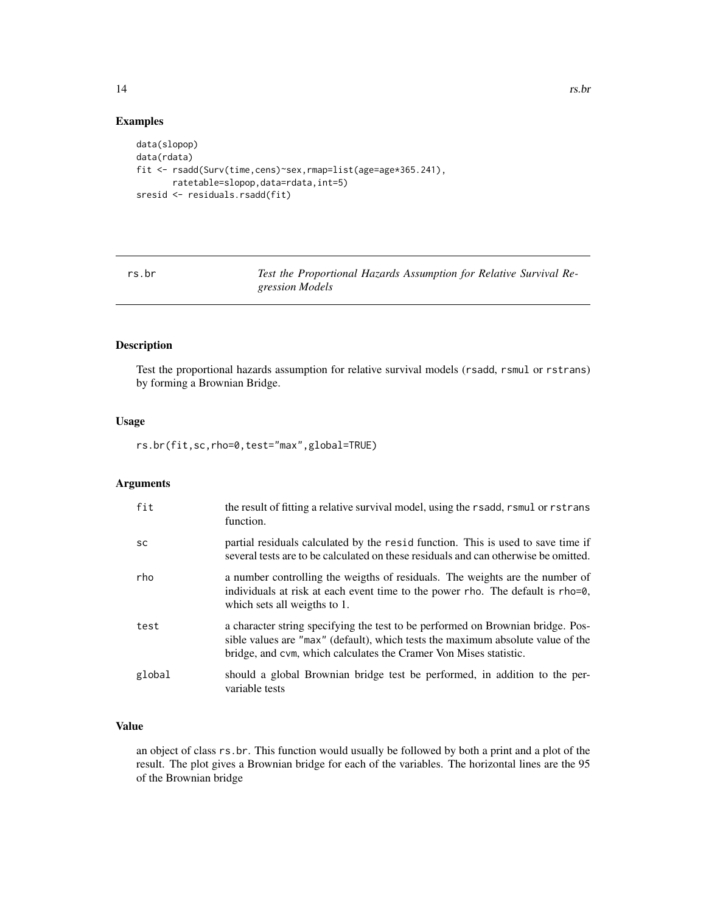## Examples

```
data(slopop)
data(rdata)
fit <- rsadd(Surv(time,cens)~sex,rmap=list(age=age*365.241),
       ratetable=slopop,data=rdata,int=5)
sresid <- residuals.rsadd(fit)
```

---

# rs.br — *Test the Proportional Hazards Assumption for Relative Survival Regression Models*

---

## Description

Test the proportional hazards assumption for relative survival models (rsadd, rsmul or rstrans) by forming a Brownian Bridge.

## Usage

```
rs.br(fit,sc,rho=0,test="max",global=TRUE)
```

## Arguments

| | |
|---|---|
| fit | the result of fitting a relative survival model, using the rsadd, rsmul or rstrans function. |
| sc | partial residuals calculated by the resid function. This is used to save time if several tests are to be calculated on these residuals and can otherwise be omitted. |
| rho | a number controlling the weigths of residuals. The weights are the number of individuals at risk at each event time to the power rho. The default is rho=0, which sets all weigths to 1. |
| test | a character string specifying the test to be performed on Brownian bridge. Possible values are "max" (default), which tests the maximum absolute value of the bridge, and cvm, which calculates the Cramer Von Mises statistic. |
| global | should a global Brownian bridge test be performed, in addition to the per-variable tests |

## Value

an object of class rs.br. This function would usually be followed by both a print and a plot of the result. The plot gives a Brownian bridge for each of the variables. The horizontal lines are the 95 of the Brownian bridge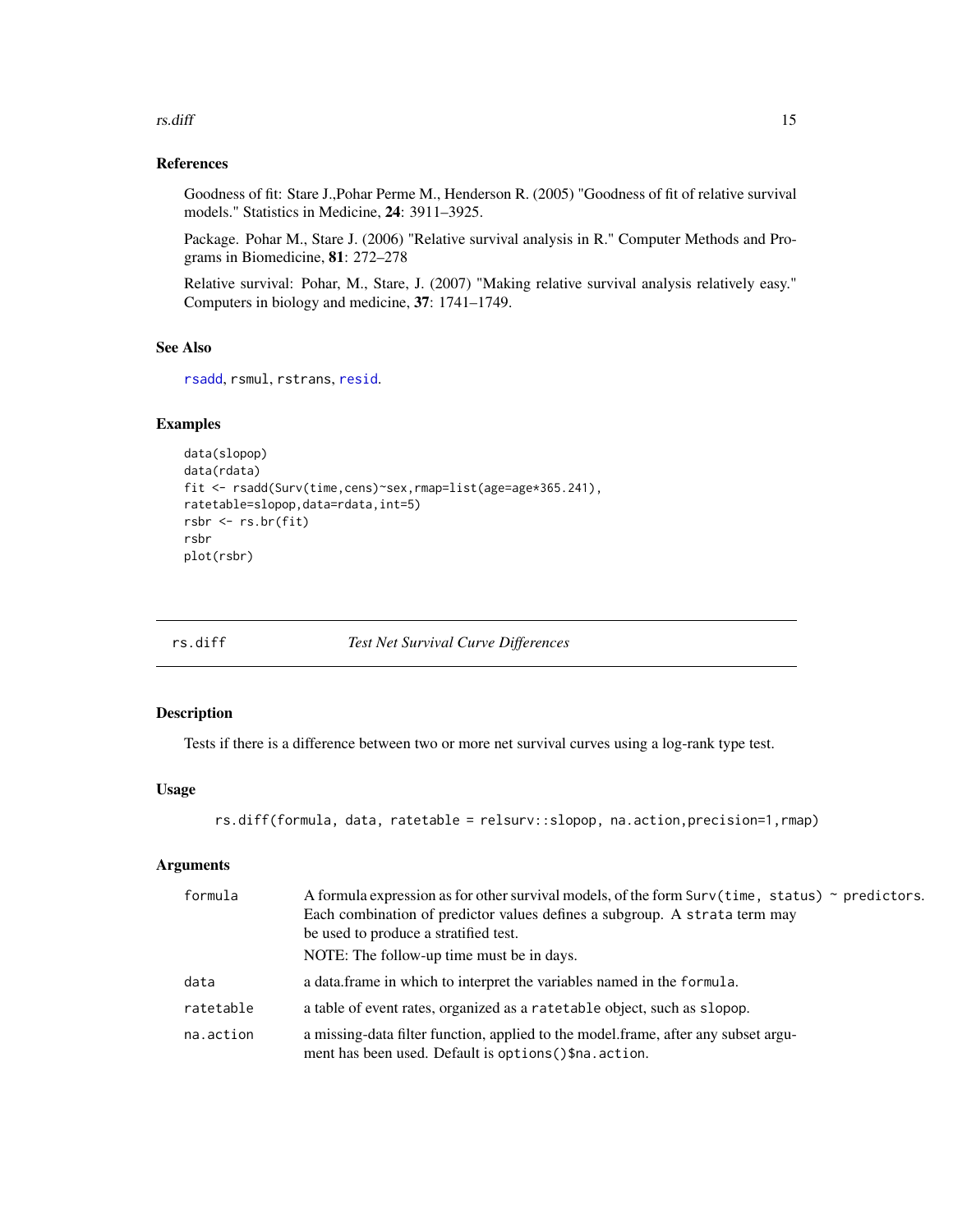## References

Goodness of fit: Stare J.,Pohar Perme M., Henderson R. (2005) "Goodness of fit of relative survival models." Statistics in Medicine, **24**: 3911–3925.

Package. Pohar M., Stare J. (2006) "Relative survival analysis in R." Computer Methods and Programs in Biomedicine, **81**: 272–278

Relative survival: Pohar, M., Stare, J. (2007) "Making relative survival analysis relatively easy." Computers in biology and medicine, **37**: 1741–1749.

## See Also

`rsadd`, `rsmul`, `rstrans`, `resid`.

## Examples

```
data(slopop)
data(rdata)
fit <- rsadd(Surv(time,cens)~sex,rmap=list(age=age*365.241),
ratetable=slopop,data=rdata,int=5)
rsbr <- rs.br(fit)
rsbr
plot(rsbr)
```

---

# rs.diff — *Test Net Survival Curve Differences*

## Description

Tests if there is a difference between two or more net survival curves using a log-rank type test.

## Usage

```
rs.diff(formula, data, ratetable = relsurv::slopop, na.action,precision=1,rmap)
```

## Arguments

| | |
|---|---|
| `formula` | A formula expression as for other survival models, of the form `Surv(time, status) ~ predictors`. Each combination of predictor values defines a subgroup. A `strata` term may be used to produce a stratified test. NOTE: The follow-up time must be in days. |
| `data` | a data.frame in which to interpret the variables named in the `formula`. |
| `ratetable` | a table of event rates, organized as a `ratetable` object, such as `slopop`. |
| `na.action` | a missing-data filter function, applied to the model.frame, after any subset argument has been used. Default is `options()$na.action`. |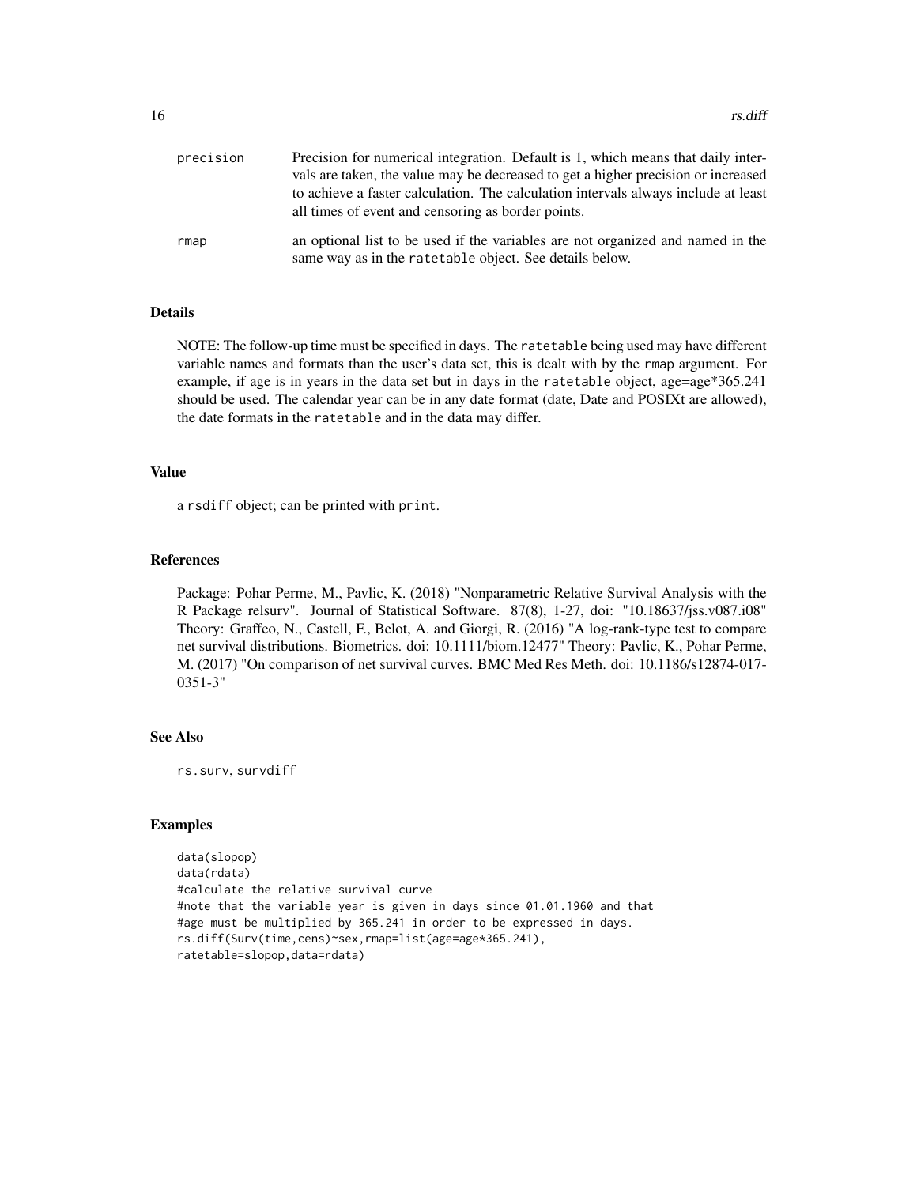| | |
|---|---|
| precision | Precision for numerical integration. Default is 1, which means that daily intervals are taken, the value may be decreased to get a higher precision or increased to achieve a faster calculation. The calculation intervals always include at least all times of event and censoring as border points. |
| rmap | an optional list to be used if the variables are not organized and named in the same way as in the ratetable object. See details below. |

## Details

NOTE: The follow-up time must be specified in days. The ratetable being used may have different variable names and formats than the user's data set, this is dealt with by the rmap argument. For example, if age is in years in the data set but in days in the ratetable object, age=age*365.241 should be used. The calendar year can be in any date format (date, Date and POSIXt are allowed), the date formats in the ratetable and in the data may differ.

## Value

a rsdiff object; can be printed with print.

## References

Package: Pohar Perme, M., Pavlic, K. (2018) "Nonparametric Relative Survival Analysis with the R Package relsurv". Journal of Statistical Software. 87(8), 1-27, doi: "10.18637/jss.v087.i08" Theory: Graffeo, N., Castell, F., Belot, A. and Giorgi, R. (2016) "A log-rank-type test to compare net survival distributions. Biometrics. doi: 10.1111/biom.12477" Theory: Pavlic, K., Pohar Perme, M. (2017) "On comparison of net survival curves. BMC Med Res Meth. doi: 10.1186/s12874-017-0351-3"

## See Also

rs.surv, survdiff

## Examples

```
data(slopop)
data(rdata)
#calculate the relative survival curve
#note that the variable year is given in days since 01.01.1960 and that
#age must be multiplied by 365.241 in order to be expressed in days.
rs.diff(Surv(time,cens)~sex,rmap=list(age=age*365.241),
ratetable=slopop,data=rdata)
```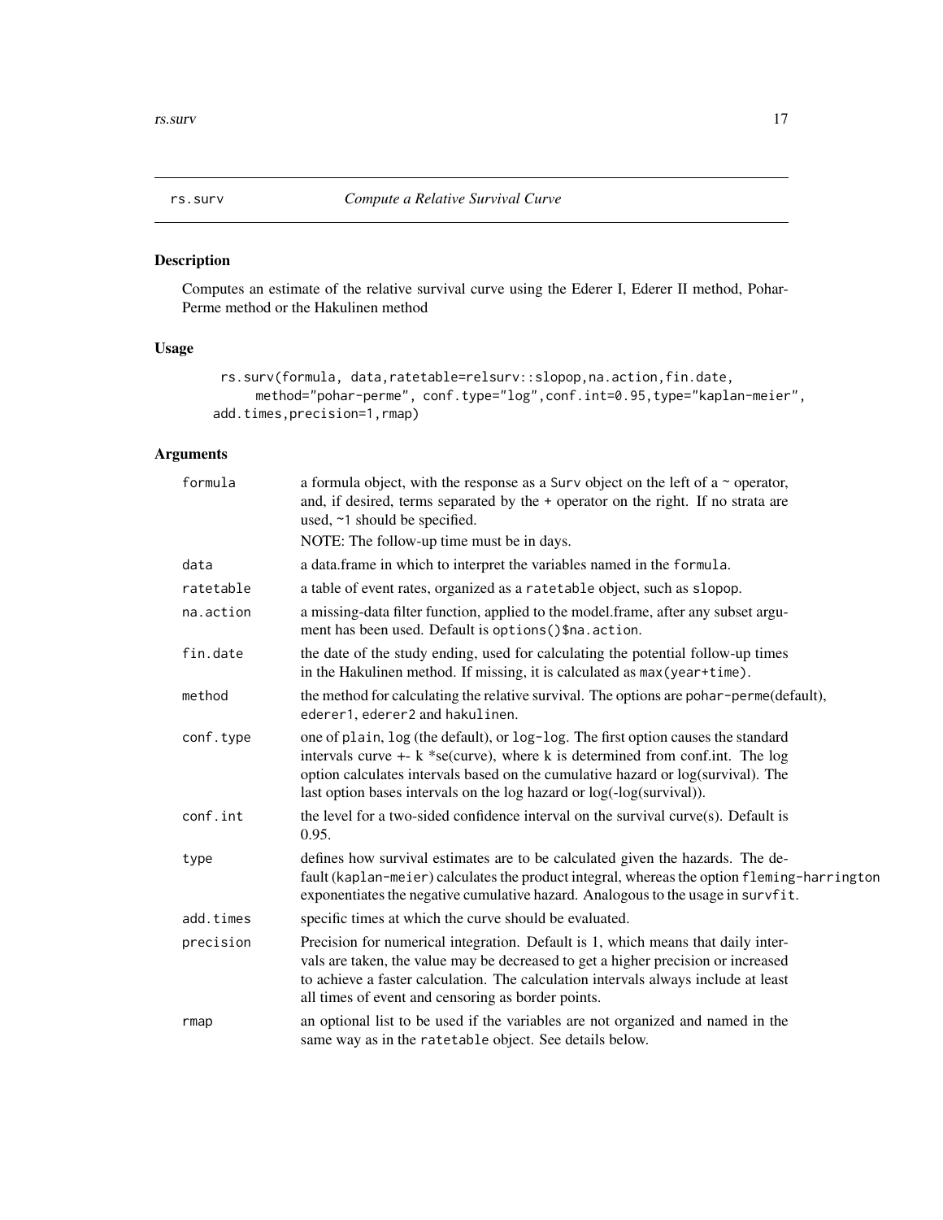# rs.surv — *Compute a Relative Survival Curve*

## Description

Computes an estimate of the relative survival curve using the Ederer I, Ederer II method, Pohar-Perme method or the Hakulinen method

## Usage

```
rs.surv(formula, data,ratetable=relsurv::slopop,na.action,fin.date,
     method="pohar-perme", conf.type="log",conf.int=0.95,type="kaplan-meier",
add.times,precision=1,rmap)
```

## Arguments

| Argument | Description |
| --- | --- |
| formula | a formula object, with the response as a Surv object on the left of a ~ operator, and, if desired, terms separated by the + operator on the right. If no strata are used, ~1 should be specified. NOTE: The follow-up time must be in days. |
| data | a data.frame in which to interpret the variables named in the formula. |
| ratetable | a table of event rates, organized as a ratetable object, such as slopop. |
| na.action | a missing-data filter function, applied to the model.frame, after any subset argument has been used. Default is options()$na.action. |
| fin.date | the date of the study ending, used for calculating the potential follow-up times in the Hakulinen method. If missing, it is calculated as max(year+time). |
| method | the method for calculating the relative survival. The options are pohar-perme(default), ederer1, ederer2 and hakulinen. |
| conf.type | one of plain, log (the default), or log-log. The first option causes the standard intervals curve +- k *se(curve), where k is determined from conf.int. The log option calculates intervals based on the cumulative hazard or log(survival). The last option bases intervals on the log hazard or log(-log(survival)). |
| conf.int | the level for a two-sided confidence interval on the survival curve(s). Default is 0.95. |
| type | defines how survival estimates are to be calculated given the hazards. The default (kaplan-meier) calculates the product integral, whereas the option fleming-harrington exponentiates the negative cumulative hazard. Analogous to the usage in survfit. |
| add.times | specific times at which the curve should be evaluated. |
| precision | Precision for numerical integration. Default is 1, which means that daily intervals are taken, the value may be decreased to get a higher precision or increased to achieve a faster calculation. The calculation intervals always include at least all times of event and censoring as border points. |
| rmap | an optional list to be used if the variables are not organized and named in the same way as in the ratetable object. See details below. |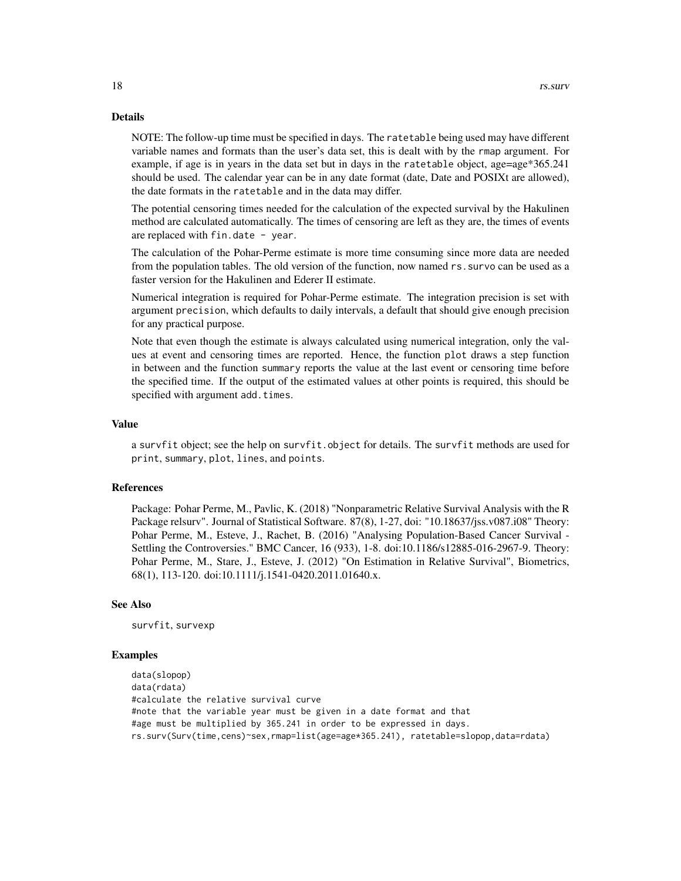### Details

NOTE: The follow-up time must be specified in days. The `ratetable` being used may have different variable names and formats than the user's data set, this is dealt with by the `rmap` argument. For example, if age is in years in the data set but in days in the `ratetable` object, age=age*365.241 should be used. The calendar year can be in any date format (date, Date and POSIXt are allowed), the date formats in the `ratetable` and in the data may differ.

The potential censoring times needed for the calculation of the expected survival by the Hakulinen method are calculated automatically. The times of censoring are left as they are, the times of events are replaced with `fin.date - year`.

The calculation of the Pohar-Perme estimate is more time consuming since more data are needed from the population tables. The old version of the function, now named `rs.survo` can be used as a faster version for the Hakulinen and Ederer II estimate.

Numerical integration is required for Pohar-Perme estimate. The integration precision is set with argument `precision`, which defaults to daily intervals, a default that should give enough precision for any practical purpose.

Note that even though the estimate is always calculated using numerical integration, only the values at event and censoring times are reported. Hence, the function `plot` draws a step function in between and the function `summary` reports the value at the last event or censoring time before the specified time. If the output of the estimated values at other points is required, this should be specified with argument `add.times`.

### Value

a `survfit` object; see the help on `survfit.object` for details. The `survfit` methods are used for `print`, `summary`, `plot`, `lines`, and `points`.

### References

Package: Pohar Perme, M., Pavlic, K. (2018) "Nonparametric Relative Survival Analysis with the R Package relsurv". Journal of Statistical Software. 87(8), 1-27, doi: "10.18637/jss.v087.i08" Theory: Pohar Perme, M., Esteve, J., Rachet, B. (2016) "Analysing Population-Based Cancer Survival - Settling the Controversies." BMC Cancer, 16 (933), 1-8. doi:10.1186/s12885-016-2967-9. Theory: Pohar Perme, M., Stare, J., Esteve, J. (2012) "On Estimation in Relative Survival", Biometrics, 68(1), 113-120. doi:10.1111/j.1541-0420.2011.01640.x.

### See Also

`survfit`, `survexp`

### Examples

```
data(slopop)
data(rdata)
#calculate the relative survival curve
#note that the variable year must be given in a date format and that
#age must be multiplied by 365.241 in order to be expressed in days.
rs.surv(Surv(time,cens)~sex,rmap=list(age=age*365.241), ratetable=slopop,data=rdata)
```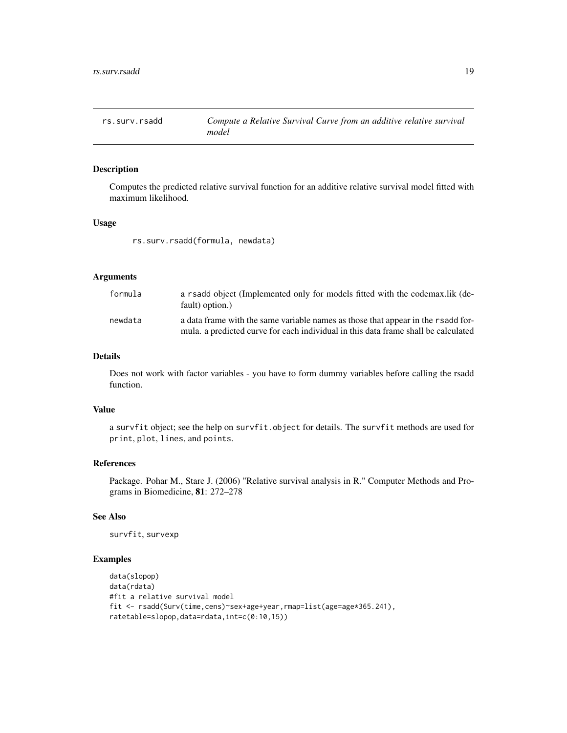rs.surv.rsadd — *Compute a Relative Survival Curve from an additive relative survival model*

## Description

Computes the predicted relative survival function for an additive relative survival model fitted with maximum likelihood.

## Usage

```
rs.surv.rsadd(formula, newdata)
```

## Arguments

| | |
|---|---|
| `formula` | a `rsadd` object (Implemented only for models fitted with the codemax.lik (default) option.) |
| `newdata` | a data frame with the same variable names as those that appear in the `rsadd` formula. a predicted curve for each individual in this data frame shall be calculated |

## Details

Does not work with factor variables - you have to form dummy variables before calling the rsadd function.

## Value

a `survfit` object; see the help on `survfit.object` for details. The `survfit` methods are used for `print`, `plot`, `lines`, and `points`.

## References

Package. Pohar M., Stare J. (2006) "Relative survival analysis in R." Computer Methods and Programs in Biomedicine, **81**: 272–278

## See Also

`survfit`, `survexp`

## Examples

```
data(slopop)
data(rdata)
#fit a relative survival model
fit <- rsadd(Surv(time,cens)~sex+age+year,rmap=list(age=age*365.241),
ratetable=slopop,data=rdata,int=c(0:10,15))
```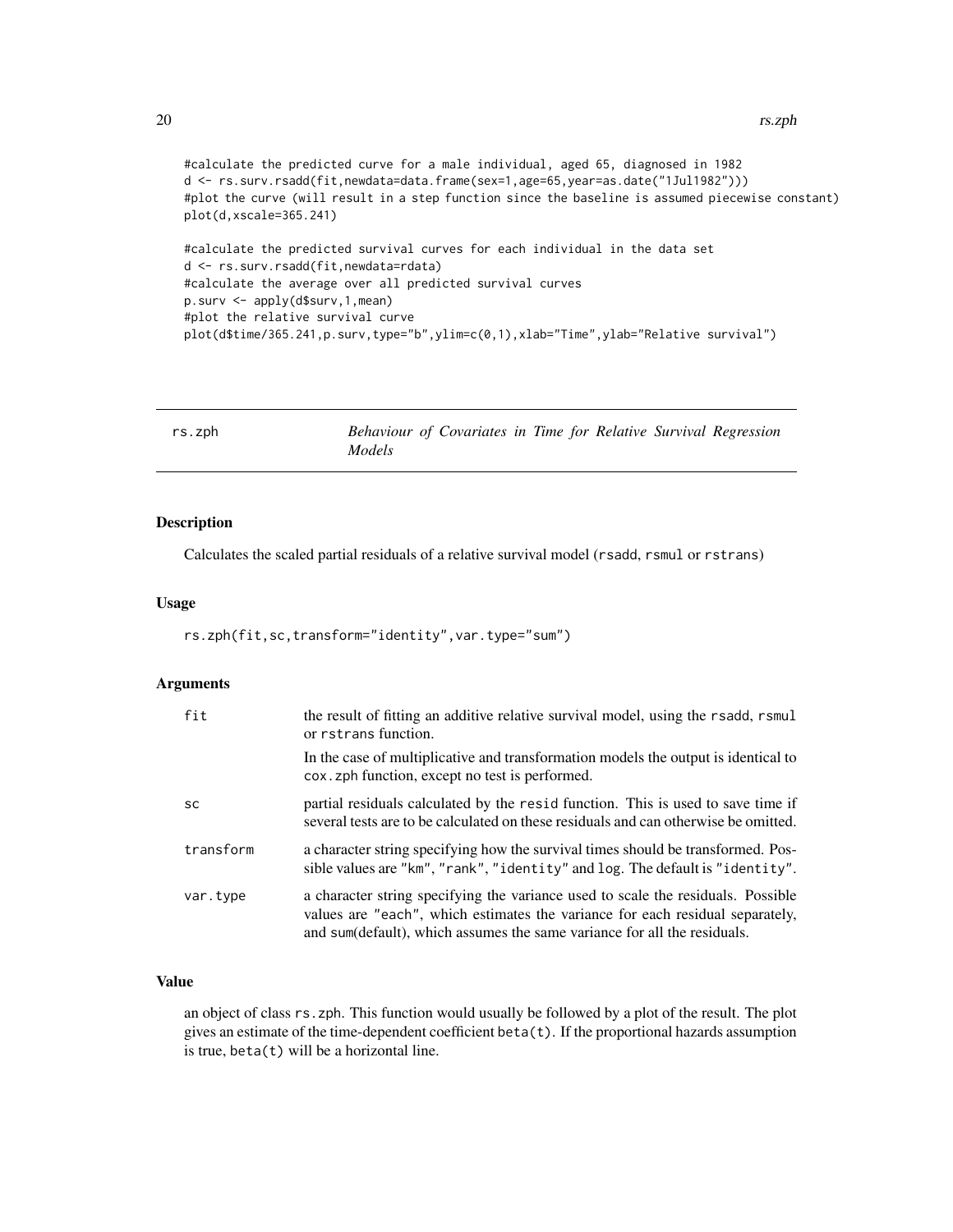```
#calculate the predicted curve for a male individual, aged 65, diagnosed in 1982
d <- rs.surv.rsadd(fit,newdata=data.frame(sex=1,age=65,year=as.date("1Jul1982")))
#plot the curve (will result in a step function since the baseline is assumed piecewise constant)
plot(d,xscale=365.241)

#calculate the predicted survival curves for each individual in the data set
d <- rs.surv.rsadd(fit,newdata=rdata)
#calculate the average over all predicted survival curves
p.surv <- apply(d$surv,1,mean)
#plot the relative survival curve
plot(d$time/365.241,p.surv,type="b",ylim=c(0,1),xlab="Time",ylab="Relative survival")
```

---

## rs.zph — *Behaviour of Covariates in Time for Relative Survival Regression Models*

---

### Description

Calculates the scaled partial residuals of a relative survival model (rsadd, rsmul or rstrans)

### Usage

```
rs.zph(fit,sc,transform="identity",var.type="sum")
```

### Arguments

| | |
|---|---|
| fit | the result of fitting an additive relative survival model, using the rsadd, rsmul or rstrans function. In the case of multiplicative and transformation models the output is identical to cox.zph function, except no test is performed. |
| sc | partial residuals calculated by the resid function. This is used to save time if several tests are to be calculated on these residuals and can otherwise be omitted. |
| transform | a character string specifying how the survival times should be transformed. Possible values are "km", "rank", "identity" and log. The default is "identity". |
| var.type | a character string specifying the variance used to scale the residuals. Possible values are "each", which estimates the variance for each residual separately, and sum(default), which assumes the same variance for all the residuals. |

### Value

an object of class rs.zph. This function would usually be followed by a plot of the result. The plot gives an estimate of the time-dependent coefficient beta(t). If the proportional hazards assumption is true, beta(t) will be a horizontal line.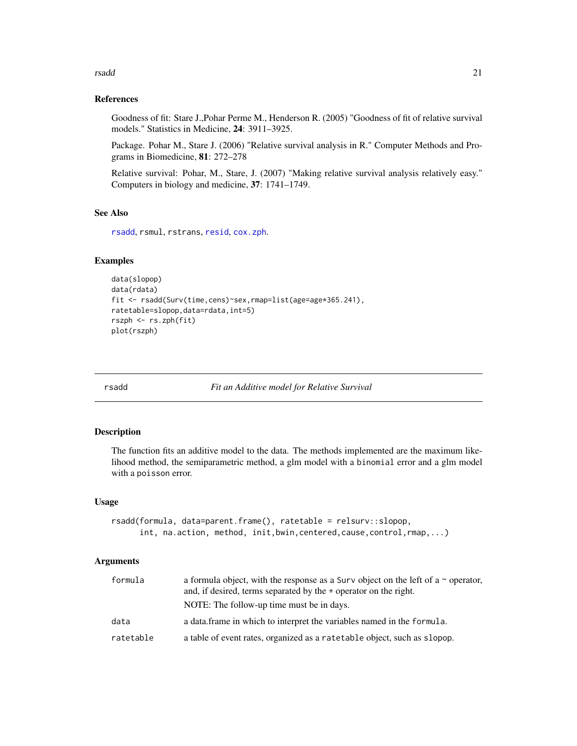### References

Goodness of fit: Stare J.,Pohar Perme M., Henderson R. (2005) "Goodness of fit of relative survival models." Statistics in Medicine, **24**: 3911–3925.

Package. Pohar M., Stare J. (2006) "Relative survival analysis in R." Computer Methods and Programs in Biomedicine, **81**: 272–278

Relative survival: Pohar, M., Stare, J. (2007) "Making relative survival analysis relatively easy." Computers in biology and medicine, **37**: 1741–1749.

### See Also

`rsadd`, `rsmul`, `rstrans`, `resid`, `cox.zph`.

### Examples

```
data(slopop)
data(rdata)
fit <- rsadd(Surv(time,cens)~sex,rmap=list(age=age*365.241),
ratetable=slopop,data=rdata,int=5)
rszph <- rs.zph(fit)
plot(rszph)
```

---

## rsadd — *Fit an Additive model for Relative Survival*

### Description

The function fits an additive model to the data. The methods implemented are the maximum likelihood method, the semiparametric method, a glm model with a `binomial` error and a glm model with a `poisson` error.

### Usage

```
rsadd(formula, data=parent.frame(), ratetable = relsurv::slopop,
      int, na.action, method, init,bwin,centered,cause,control,rmap,...)
```

### Arguments

| | |
|---|---|
| `formula` | a formula object, with the response as a `Surv` object on the left of a `~` operator, and, if desired, terms separated by the + operator on the right. NOTE: The follow-up time must be in days. |
| `data` | a data.frame in which to interpret the variables named in the `formula`. |
| `ratetable` | a table of event rates, organized as a `ratetable` object, such as `slopop`. |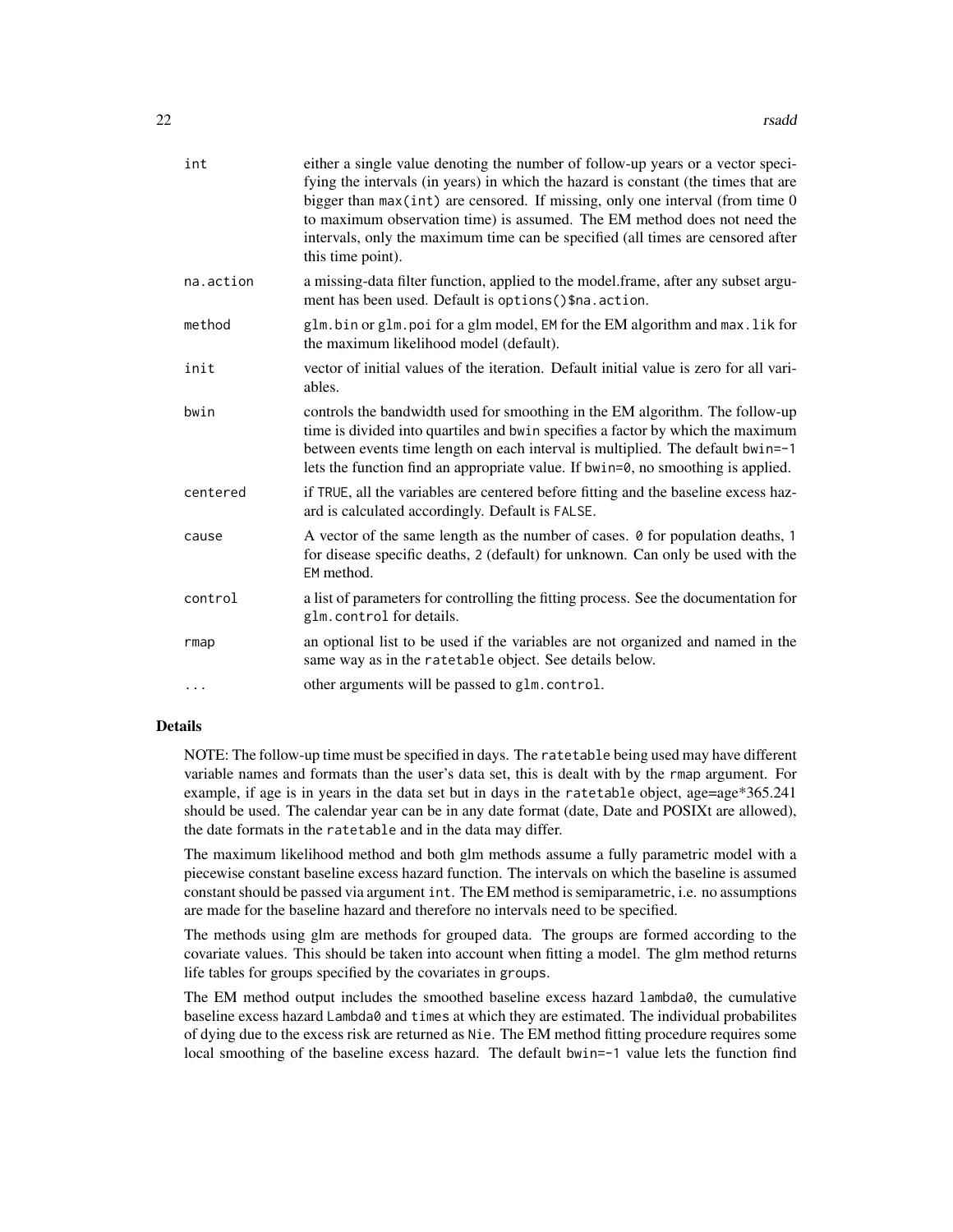| | |
|---|---|
| int | either a single value denoting the number of follow-up years or a vector specifying the intervals (in years) in which the hazard is constant (the times that are bigger than `max(int)` are censored. If missing, only one interval (from time 0 to maximum observation time) is assumed. The EM method does not need the intervals, only the maximum time can be specified (all times are censored after this time point). |
| na.action | a missing-data filter function, applied to the model.frame, after any subset argument has been used. Default is `options()$na.action`. |
| method | `glm.bin` or `glm.poi` for a glm model, `EM` for the EM algorithm and `max.lik` for the maximum likelihood model (default). |
| init | vector of initial values of the iteration. Default initial value is zero for all variables. |
| bwin | controls the bandwidth used for smoothing in the EM algorithm. The follow-up time is divided into quartiles and `bwin` specifies a factor by which the maximum between events time length on each interval is multiplied. The default `bwin=-1` lets the function find an appropriate value. If `bwin=0`, no smoothing is applied. |
| centered | if `TRUE`, all the variables are centered before fitting and the baseline excess hazard is calculated accordingly. Default is `FALSE`. |
| cause | A vector of the same length as the number of cases. `0` for population deaths, `1` for disease specific deaths, `2` (default) for unknown. Can only be used with the `EM` method. |
| control | a list of parameters for controlling the fitting process. See the documentation for `glm.control` for details. |
| rmap | an optional list to be used if the variables are not organized and named in the same way as in the `ratetable` object. See details below. |
| ... | other arguments will be passed to `glm.control`. |

## Details

NOTE: The follow-up time must be specified in days. The `ratetable` being used may have different variable names and formats than the user's data set, this is dealt with by the `rmap` argument. For example, if age is in years in the data set but in days in the `ratetable` object, age=age*365.241 should be used. The calendar year can be in any date format (date, Date and POSIXt are allowed), the date formats in the `ratetable` and in the data may differ.

The maximum likelihood method and both glm methods assume a fully parametric model with a piecewise constant baseline excess hazard function. The intervals on which the baseline is assumed constant should be passed via argument `int`. The EM method is semiparametric, i.e. no assumptions are made for the baseline hazard and therefore no intervals need to be specified.

The methods using glm are methods for grouped data. The groups are formed according to the covariate values. This should be taken into account when fitting a model. The glm method returns life tables for groups specified by the covariates in `groups`.

The EM method output includes the smoothed baseline excess hazard `lambda0`, the cumulative baseline excess hazard `Lambda0` and `times` at which they are estimated. The individual probabilites of dying due to the excess risk are returned as `Nie`. The EM method fitting procedure requires some local smoothing of the baseline excess hazard. The default `bwin=-1` value lets the function find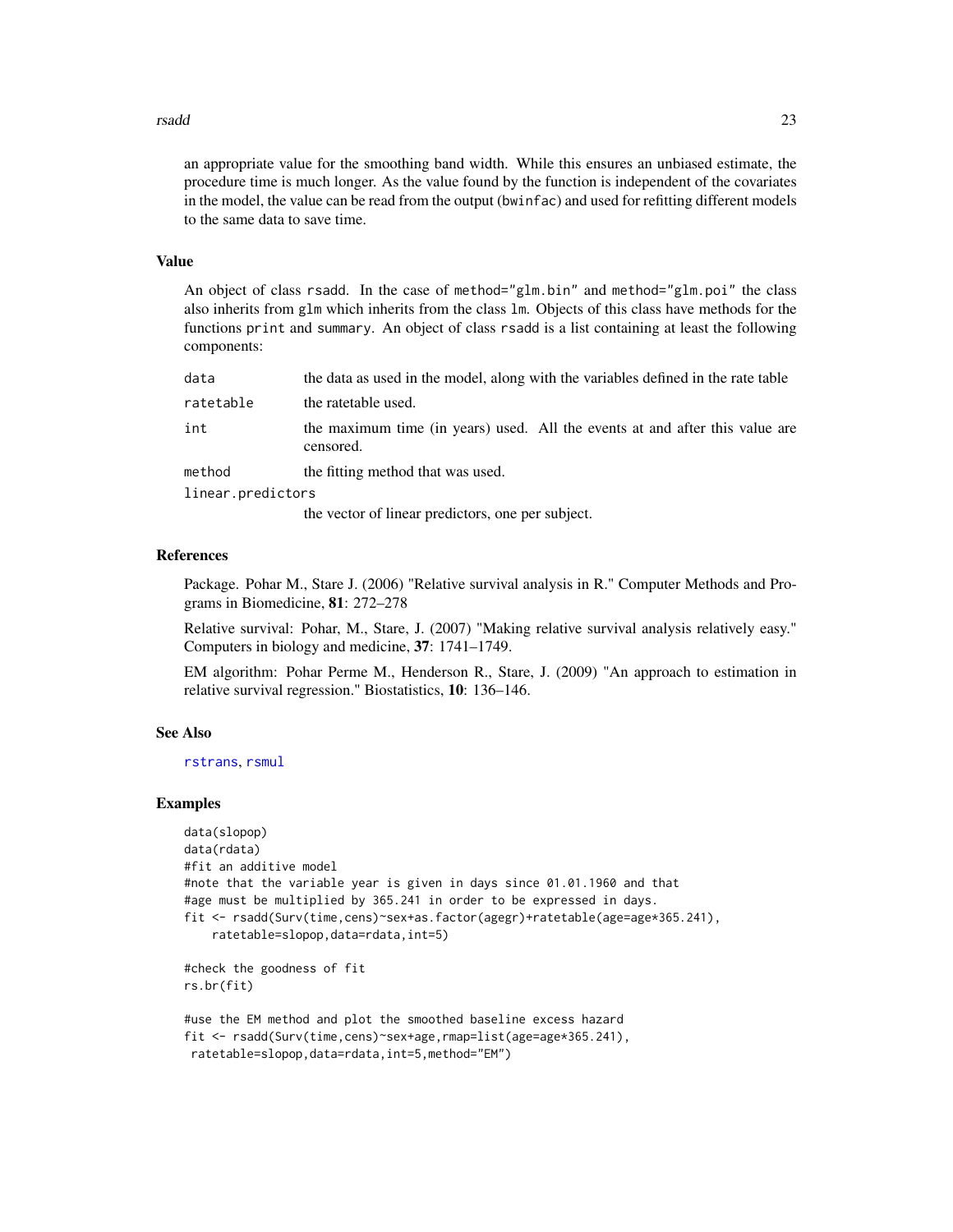an appropriate value for the smoothing band width. While this ensures an unbiased estimate, the procedure time is much longer. As the value found by the function is independent of the covariates in the model, the value can be read from the output (`bwinfac`) and used for refitting different models to the same data to save time.

## Value

An object of class `rsadd`. In the case of `method="glm.bin"` and `method="glm.poi"` the class also inherits from `glm` which inherits from the class `lm`. Objects of this class have methods for the functions `print` and `summary`. An object of class `rsadd` is a list containing at least the following components:

| | |
|---|---|
| `data` | the data as used in the model, along with the variables defined in the rate table |
| `ratetable` | the ratetable used. |
| `int` | the maximum time (in years) used. All the events at and after this value are censored. |
| `method` | the fitting method that was used. |
| `linear.predictors` | the vector of linear predictors, one per subject. |

## References

Package. Pohar M., Stare J. (2006) "Relative survival analysis in R." Computer Methods and Programs in Biomedicine, **81**: 272–278

Relative survival: Pohar, M., Stare, J. (2007) "Making relative survival analysis relatively easy." Computers in biology and medicine, **37**: 1741–1749.

EM algorithm: Pohar Perme M., Henderson R., Stare, J. (2009) "An approach to estimation in relative survival regression." Biostatistics, **10**: 136–146.

## See Also

`rstrans`, `rsmul`

## Examples

```
data(slopop)
data(rdata)
#fit an additive model
#note that the variable year is given in days since 01.01.1960 and that
#age must be multiplied by 365.241 in order to be expressed in days.
fit <- rsadd(Surv(time,cens)~sex+as.factor(agegr)+ratetable(age=age*365.241),
    ratetable=slopop,data=rdata,int=5)

#check the goodness of fit
rs.br(fit)

#use the EM method and plot the smoothed baseline excess hazard
fit <- rsadd(Surv(time,cens)~sex+age,rmap=list(age=age*365.241),
 ratetable=slopop,data=rdata,int=5,method="EM")
```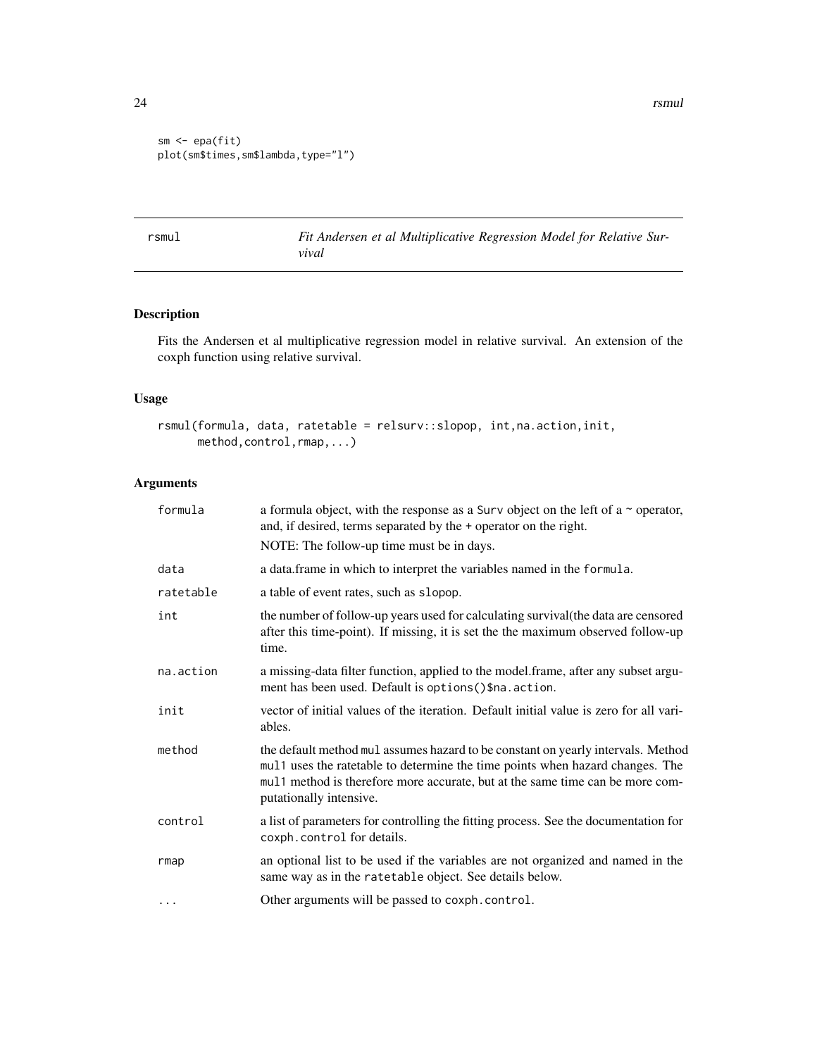```
sm <- epa(fit)
plot(sm$times,sm$lambda,type="l")
```

## rsmul — *Fit Andersen et al Multiplicative Regression Model for Relative Survival*

### Description

Fits the Andersen et al multiplicative regression model in relative survival. An extension of the coxph function using relative survival.

### Usage

```
rsmul(formula, data, ratetable = relsurv::slopop, int,na.action,init,
      method,control,rmap,...)
```

### Arguments

| Argument | Description |
|---|---|
| formula | a formula object, with the response as a Surv object on the left of a ~ operator, and, if desired, terms separated by the + operator on the right. NOTE: The follow-up time must be in days. |
| data | a data.frame in which to interpret the variables named in the formula. |
| ratetable | a table of event rates, such as slopop. |
| int | the number of follow-up years used for calculating survival(the data are censored after this time-point). If missing, it is set the the maximum observed follow-up time. |
| na.action | a missing-data filter function, applied to the model.frame, after any subset argument has been used. Default is options()$na.action. |
| init | vector of initial values of the iteration. Default initial value is zero for all variables. |
| method | the default method mul assumes hazard to be constant on yearly intervals. Method mul1 uses the ratetable to determine the time points when hazard changes. The mul1 method is therefore more accurate, but at the same time can be more computationally intensive. |
| control | a list of parameters for controlling the fitting process. See the documentation for coxph.control for details. |
| rmap | an optional list to be used if the variables are not organized and named in the same way as in the ratetable object. See details below. |
| ... | Other arguments will be passed to coxph.control. |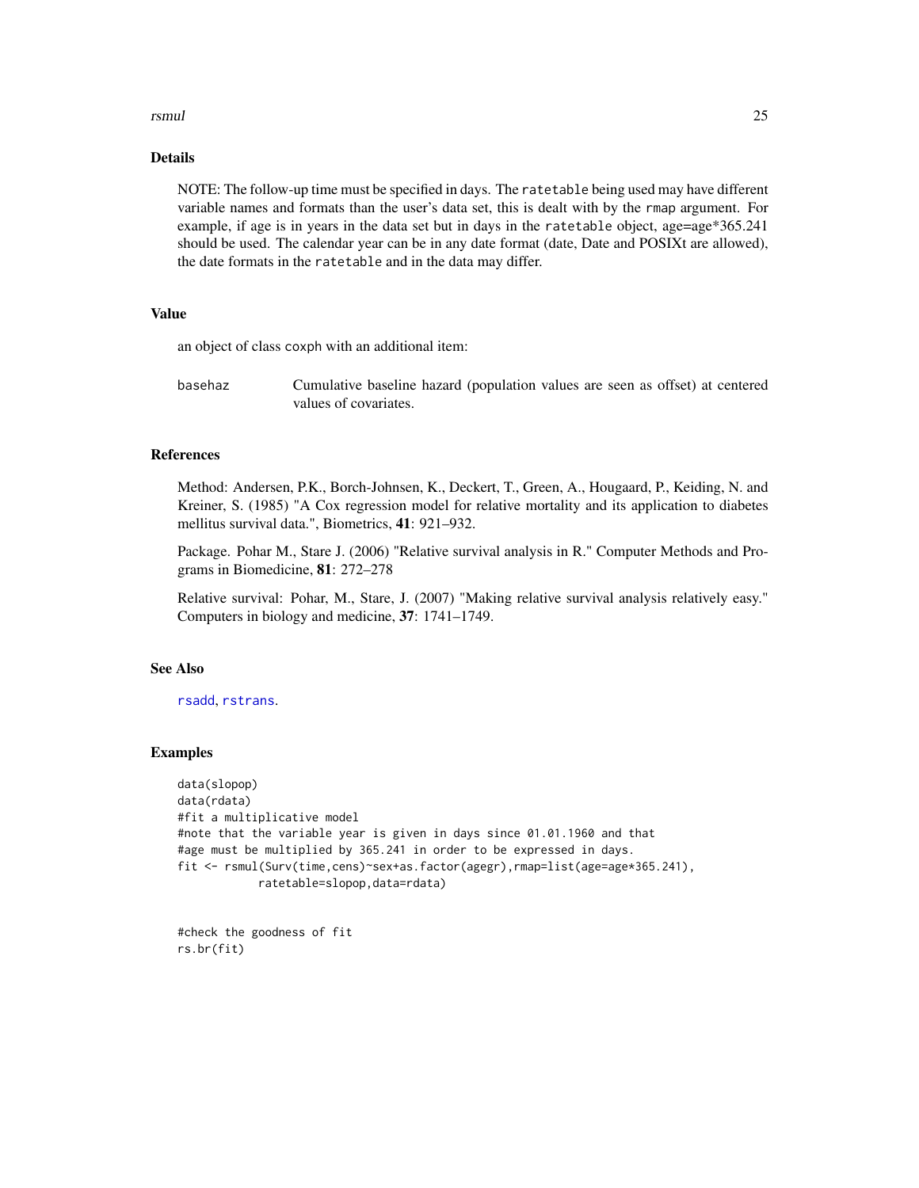## Details

NOTE: The follow-up time must be specified in days. The `ratetable` being used may have different variable names and formats than the user's data set, this is dealt with by the `rmap` argument. For example, if age is in years in the data set but in days in the `ratetable` object, age=age*365.241 should be used. The calendar year can be in any date format (date, Date and POSIXt are allowed), the date formats in the `ratetable` and in the data may differ.

## Value

an object of class coxph with an additional item:

`basehaz` Cumulative baseline hazard (population values are seen as offset) at centered values of covariates.

## References

Method: Andersen, P.K., Borch-Johnsen, K., Deckert, T., Green, A., Hougaard, P., Keiding, N. and Kreiner, S. (1985) "A Cox regression model for relative mortality and its application to diabetes mellitus survival data.", Biometrics, **41**: 921–932.

Package. Pohar M., Stare J. (2006) "Relative survival analysis in R." Computer Methods and Programs in Biomedicine, **81**: 272–278

Relative survival: Pohar, M., Stare, J. (2007) "Making relative survival analysis relatively easy." Computers in biology and medicine, **37**: 1741–1749.

## See Also

`rsadd`, `rstrans`.

## Examples

```
data(slopop)
data(rdata)
#fit a multiplicative model
#note that the variable year is given in days since 01.01.1960 and that
#age must be multiplied by 365.241 in order to be expressed in days.
fit <- rsmul(Surv(time,cens)~sex+as.factor(agegr),rmap=list(age=age*365.241),
            ratetable=slopop,data=rdata)


#check the goodness of fit
rs.br(fit)
```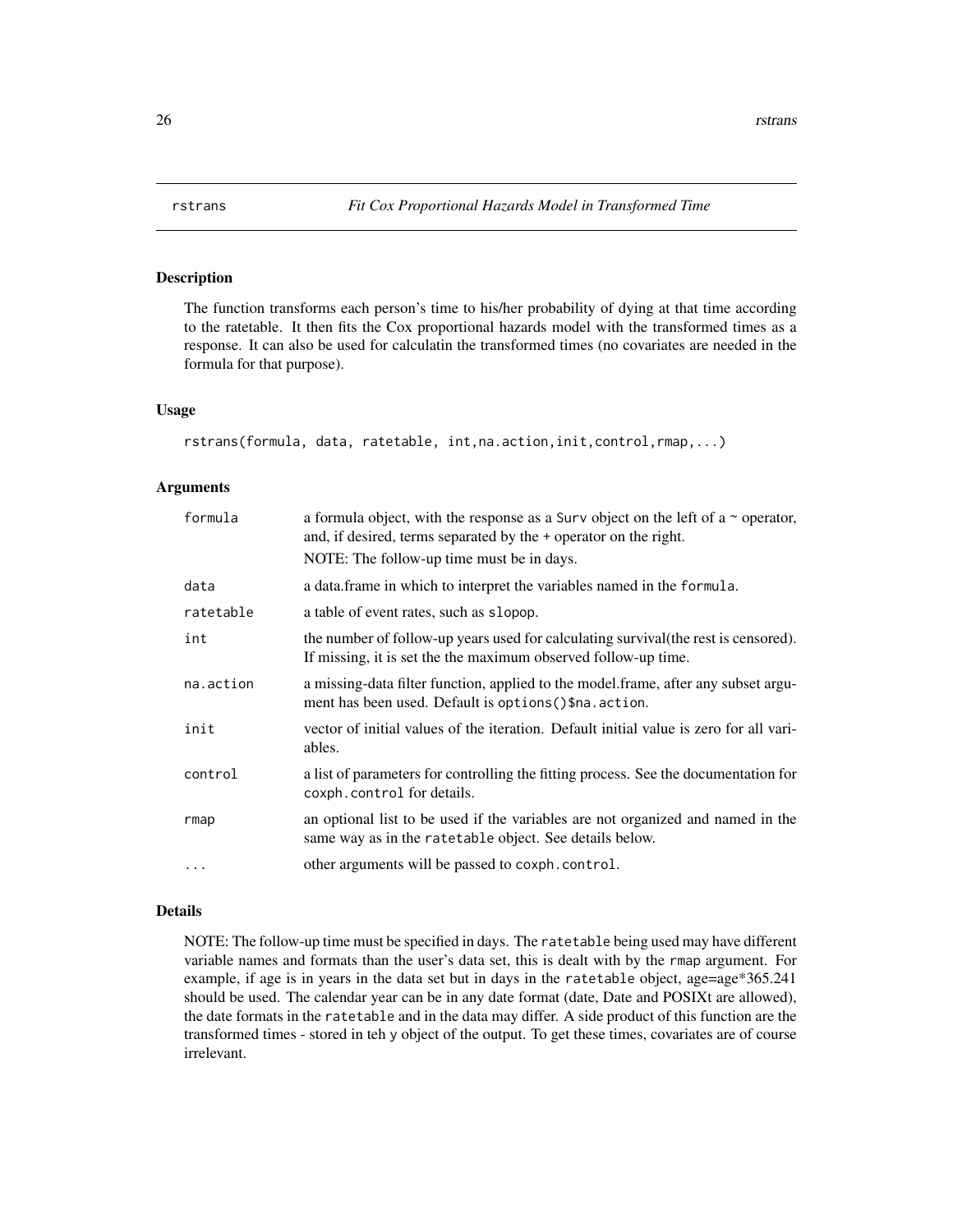# rstrans — *Fit Cox Proportional Hazards Model in Transformed Time*

## Description

The function transforms each person's time to his/her probability of dying at that time according to the ratetable. It then fits the Cox proportional hazards model with the transformed times as a response. It can also be used for calculatin the transformed times (no covariates are needed in the formula for that purpose).

## Usage

```
rstrans(formula, data, ratetable, int,na.action,init,control,rmap,...)
```

## Arguments

| | |
|---|---|
| `formula` | a formula object, with the response as a `Surv` object on the left of a `~` operator, and, if desired, terms separated by the `+` operator on the right. NOTE: The follow-up time must be in days. |
| `data` | a data.frame in which to interpret the variables named in the `formula`. |
| `ratetable` | a table of event rates, such as `slopop`. |
| `int` | the number of follow-up years used for calculating survival(the rest is censored). If missing, it is set the the maximum observed follow-up time. |
| `na.action` | a missing-data filter function, applied to the model.frame, after any subset argument has been used. Default is `options()$na.action`. |
| `init` | vector of initial values of the iteration. Default initial value is zero for all variables. |
| `control` | a list of parameters for controlling the fitting process. See the documentation for `coxph.control` for details. |
| `rmap` | an optional list to be used if the variables are not organized and named in the same way as in the `ratetable` object. See details below. |
| `...` | other arguments will be passed to `coxph.control`. |

## Details

NOTE: The follow-up time must be specified in days. The `ratetable` being used may have different variable names and formats than the user's data set, this is dealt with by the `rmap` argument. For example, if age is in years in the data set but in days in the `ratetable` object, age=age*365.241 should be used. The calendar year can be in any date format (date, Date and POSIXt are allowed), the date formats in the `ratetable` and in the data may differ. A side product of this function are the transformed times - stored in teh `y` object of the output. To get these times, covariates are of course irrelevant.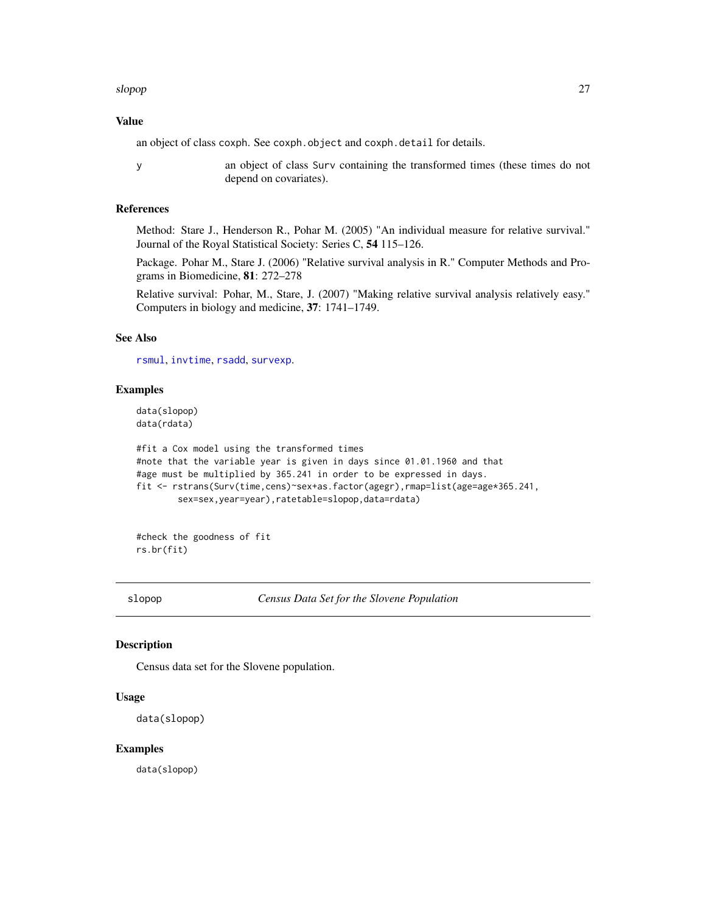### Value

an object of class `coxph`. See `coxph.object` and `coxph.detail` for details.

`y` — an object of class `Surv` containing the transformed times (these times do not depend on covariates).

### References

Method: Stare J., Henderson R., Pohar M. (2005) "An individual measure for relative survival." Journal of the Royal Statistical Society: Series C, **54** 115–126.

Package. Pohar M., Stare J. (2006) "Relative survival analysis in R." Computer Methods and Programs in Biomedicine, **81**: 272–278

Relative survival: Pohar, M., Stare, J. (2007) "Making relative survival analysis relatively easy." Computers in biology and medicine, **37**: 1741–1749.

### See Also

`rsmul`, `invtime`, `rsadd`, `survexp`.

### Examples

```
data(slopop)
data(rdata)

#fit a Cox model using the transformed times
#note that the variable year is given in days since 01.01.1960 and that
#age must be multiplied by 365.241 in order to be expressed in days.
fit <- rstrans(Surv(time,cens)~sex+as.factor(agegr),rmap=list(age=age*365.241,
        sex=sex,year=year),ratetable=slopop,data=rdata)


#check the goodness of fit
rs.br(fit)
```

---

## slopop — *Census Data Set for the Slovene Population*

### Description

Census data set for the Slovene population.

### Usage

```
data(slopop)
```

### Examples

```
data(slopop)
```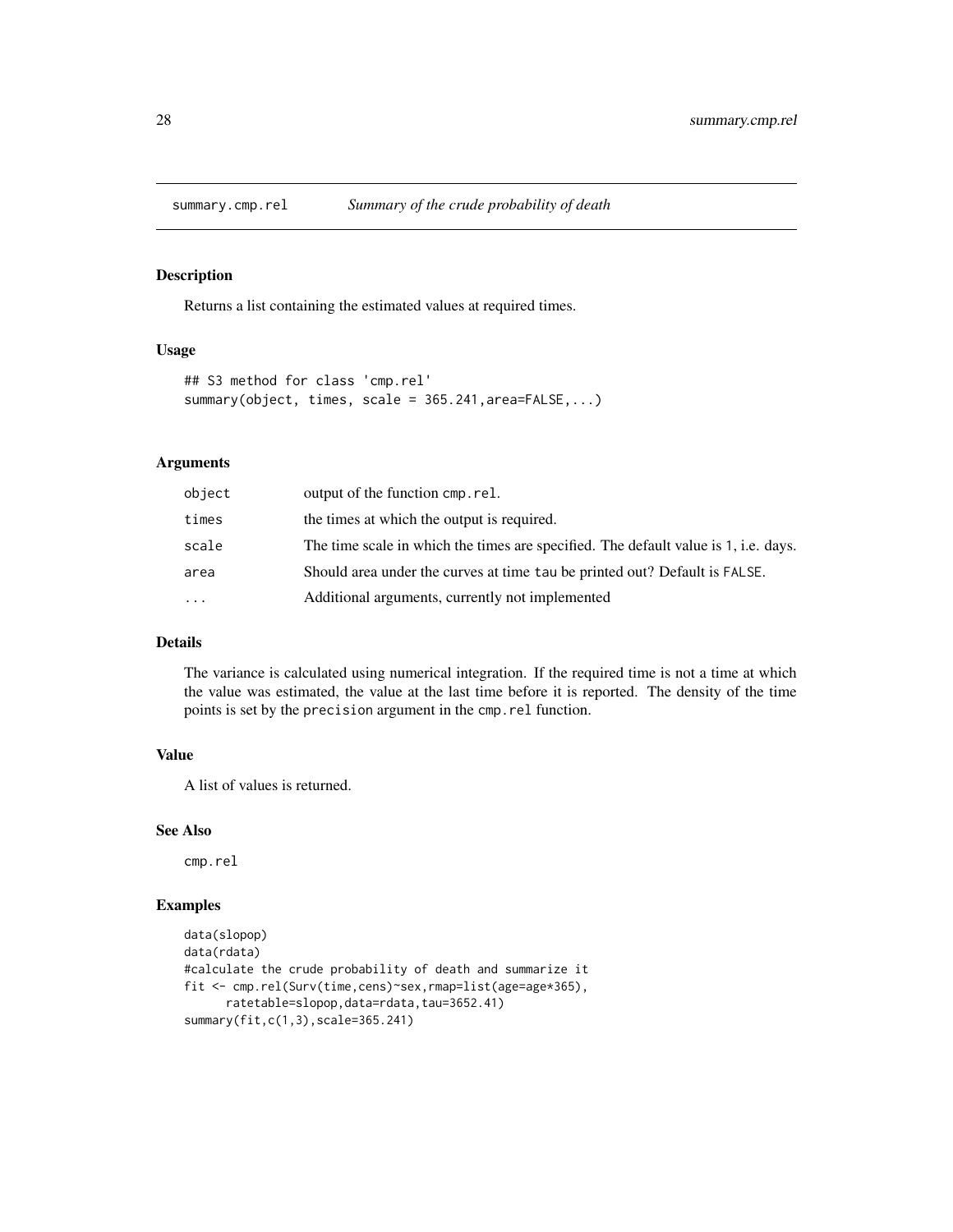summary.cmp.rel *Summary of the crude probability of death*

## Description

Returns a list containing the estimated values at required times.

## Usage

```
## S3 method for class 'cmp.rel'
summary(object, times, scale = 365.241,area=FALSE,...)
```

## Arguments

| | |
|---|---|
| object | output of the function `cmp.rel`. |
| times | the times at which the output is required. |
| scale | The time scale in which the times are specified. The default value is `1`, i.e. days. |
| area | Should area under the curves at time `tau` be printed out? Default is `FALSE`. |
| ... | Additional arguments, currently not implemented |

## Details

The variance is calculated using numerical integration. If the required time is not a time at which the value was estimated, the value at the last time before it is reported. The density of the time points is set by the `precision` argument in the `cmp.rel` function.

## Value

A list of values is returned.

## See Also

`cmp.rel`

## Examples

```
data(slopop)
data(rdata)
#calculate the crude probability of death and summarize it
fit <- cmp.rel(Surv(time,cens)~sex,rmap=list(age=age*365),
      ratetable=slopop,data=rdata,tau=3652.41)
summary(fit,c(1,3),scale=365.241)
```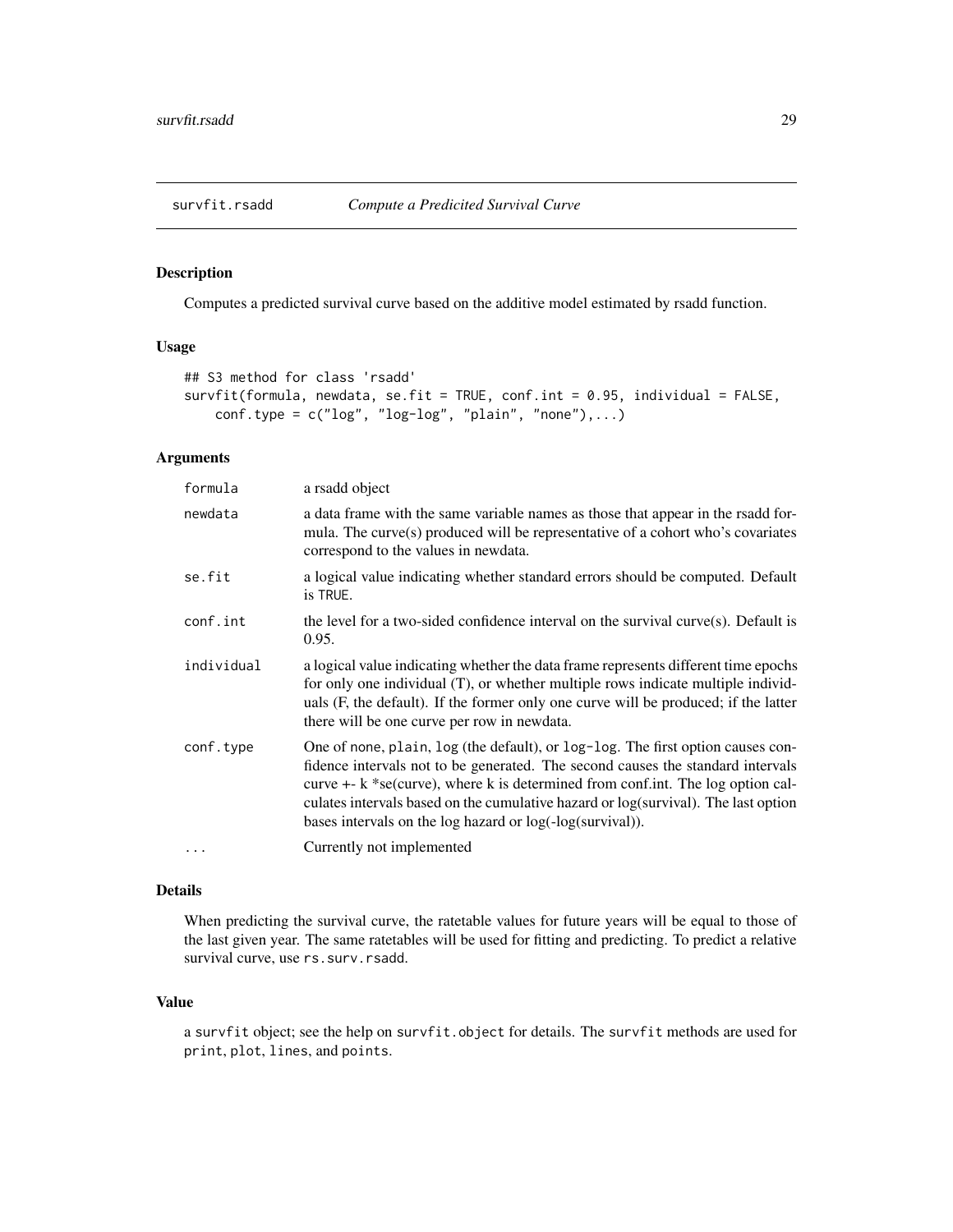# survfit.rsadd — *Compute a Predicited Survival Curve*

## Description

Computes a predicted survival curve based on the additive model estimated by rsadd function.

## Usage

```
## S3 method for class 'rsadd'
survfit(formula, newdata, se.fit = TRUE, conf.int = 0.95, individual = FALSE,
    conf.type = c("log", "log-log", "plain", "none"),...)
```

## Arguments

| | |
|---|---|
| `formula` | a rsadd object |
| `newdata` | a data frame with the same variable names as those that appear in the rsadd formula. The curve(s) produced will be representative of a cohort who's covariates correspond to the values in newdata. |
| `se.fit` | a logical value indicating whether standard errors should be computed. Default is `TRUE`. |
| `conf.int` | the level for a two-sided confidence interval on the survival curve(s). Default is 0.95. |
| `individual` | a logical value indicating whether the data frame represents different time epochs for only one individual (T), or whether multiple rows indicate multiple individuals (F, the default). If the former only one curve will be produced; if the latter there will be one curve per row in newdata. |
| `conf.type` | One of `none`, `plain`, `log` (the default), or `log-log`. The first option causes confidence intervals not to be generated. The second causes the standard intervals curve +- k *se(curve), where k is determined from conf.int. The log option calculates intervals based on the cumulative hazard or log(survival). The last option bases intervals on the log hazard or log(-log(survival)). |
| `...` | Currently not implemented |

## Details

When predicting the survival curve, the ratetable values for future years will be equal to those of the last given year. The same ratetables will be used for fitting and predicting. To predict a relative survival curve, use `rs.surv.rsadd`.

## Value

a `survfit` object; see the help on `survfit.object` for details. The `survfit` methods are used for `print`, `plot`, `lines`, and `points`.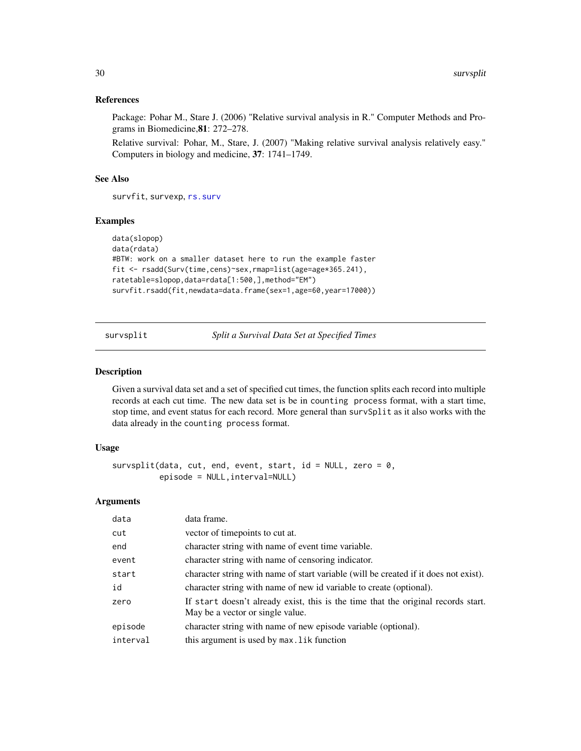## References

Package: Pohar M., Stare J. (2006) "Relative survival analysis in R." Computer Methods and Programs in Biomedicine,**81**: 272–278.

Relative survival: Pohar, M., Stare, J. (2007) "Making relative survival analysis relatively easy." Computers in biology and medicine, **37**: 1741–1749.

## See Also

survfit, survexp, rs.surv

## Examples

```
data(slopop)
data(rdata)
#BTW: work on a smaller dataset here to run the example faster
fit <- rsadd(Surv(time,cens)~sex,rmap=list(age=age*365.241),
ratetable=slopop,data=rdata[1:500,],method="EM")
survfit.rsadd(fit,newdata=data.frame(sex=1,age=60,year=17000))
```

---

# survsplit — *Split a Survival Data Set at Specified Times*

## Description

Given a survival data set and a set of specified cut times, the function splits each record into multiple records at each cut time. The new data set is be in `counting process` format, with a start time, stop time, and event status for each record. More general than `survSplit` as it also works with the data already in the `counting process` format.

## Usage

```
survsplit(data, cut, end, event, start, id = NULL, zero = 0,
          episode = NULL,interval=NULL)
```

## Arguments

| | |
|---|---|
| data | data frame. |
| cut | vector of timepoints to cut at. |
| end | character string with name of event time variable. |
| event | character string with name of censoring indicator. |
| start | character string with name of start variable (will be created if it does not exist). |
| id | character string with name of new id variable to create (optional). |
| zero | If `start` doesn't already exist, this is the time that the original records start. May be a vector or single value. |
| episode | character string with name of new episode variable (optional). |
| interval | this argument is used by `max.lik` function |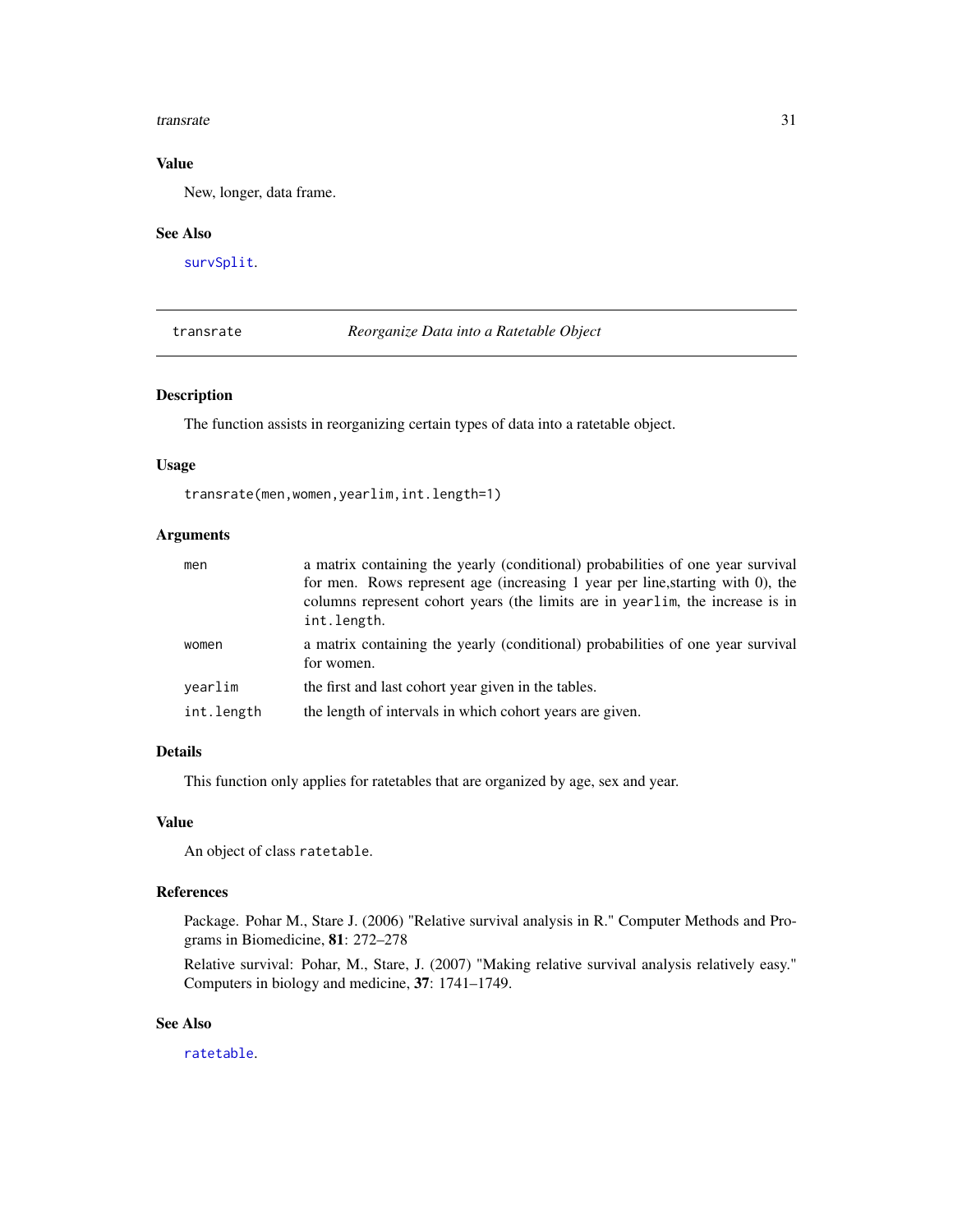## Value

New, longer, data frame.

## See Also

`survSplit`.

---

# transrate — *Reorganize Data into a Ratetable Object*

## Description

The function assists in reorganizing certain types of data into a ratetable object.

## Usage

```
transrate(men,women,yearlim,int.length=1)
```

## Arguments

| | |
|---|---|
| `men` | a matrix containing the yearly (conditional) probabilities of one year survival for men. Rows represent age (increasing 1 year per line,starting with 0), the columns represent cohort years (the limits are in `yearlim`, the increase is in `int.length`. |
| `women` | a matrix containing the yearly (conditional) probabilities of one year survival for women. |
| `yearlim` | the first and last cohort year given in the tables. |
| `int.length` | the length of intervals in which cohort years are given. |

## Details

This function only applies for ratetables that are organized by age, sex and year.

## Value

An object of class `ratetable`.

## References

Package. Pohar M., Stare J. (2006) "Relative survival analysis in R." Computer Methods and Programs in Biomedicine, **81**: 272–278

Relative survival: Pohar, M., Stare, J. (2007) "Making relative survival analysis relatively easy." Computers in biology and medicine, **37**: 1741–1749.

## See Also

`ratetable`.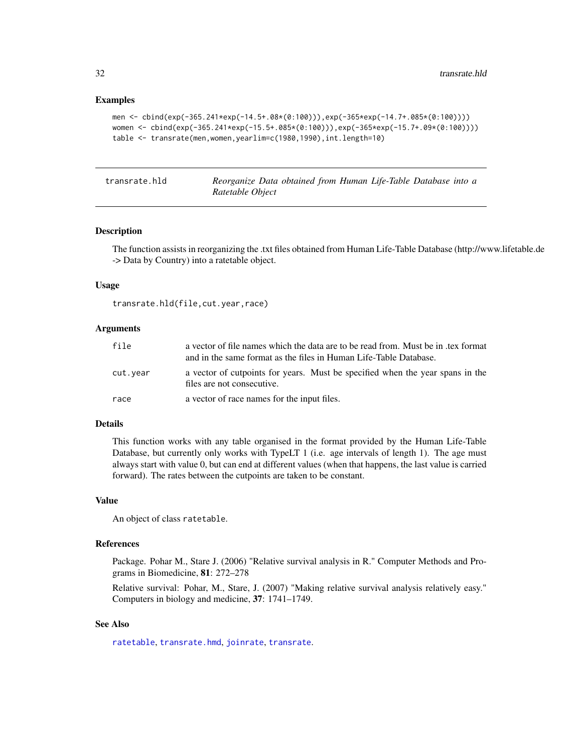### Examples

```
men <- cbind(exp(-365.241*exp(-14.5+.08*(0:100))),exp(-365*exp(-14.7+.085*(0:100))))
women <- cbind(exp(-365.241*exp(-15.5+.085*(0:100))),exp(-365*exp(-15.7+.09*(0:100))))
table <- transrate(men,women,yearlim=c(1980,1990),int.length=10)
```

---

## transrate.hld — *Reorganize Data obtained from Human Life-Table Database into a Ratetable Object*

### Description

The function assists in reorganizing the .txt files obtained from Human Life-Table Database (http://www.lifetable.de -> Data by Country) into a ratetable object.

### Usage

```
transrate.hld(file,cut.year,race)
```

### Arguments

| | |
|---|---|
| `file` | a vector of file names which the data are to be read from. Must be in .tex format and in the same format as the files in Human Life-Table Database. |
| `cut.year` | a vector of cutpoints for years. Must be specified when the year spans in the files are not consecutive. |
| `race` | a vector of race names for the input files. |

### Details

This function works with any table organised in the format provided by the Human Life-Table Database, but currently only works with TypeLT 1 (i.e. age intervals of length 1). The age must always start with value 0, but can end at different values (when that happens, the last value is carried forward). The rates between the cutpoints are taken to be constant.

### Value

An object of class `ratetable`.

### References

Package. Pohar M., Stare J. (2006) "Relative survival analysis in R." Computer Methods and Programs in Biomedicine, **81**: 272–278

Relative survival: Pohar, M., Stare, J. (2007) "Making relative survival analysis relatively easy." Computers in biology and medicine, **37**: 1741–1749.

### See Also

`ratetable`, `transrate.hmd`, `joinrate`, `transrate`.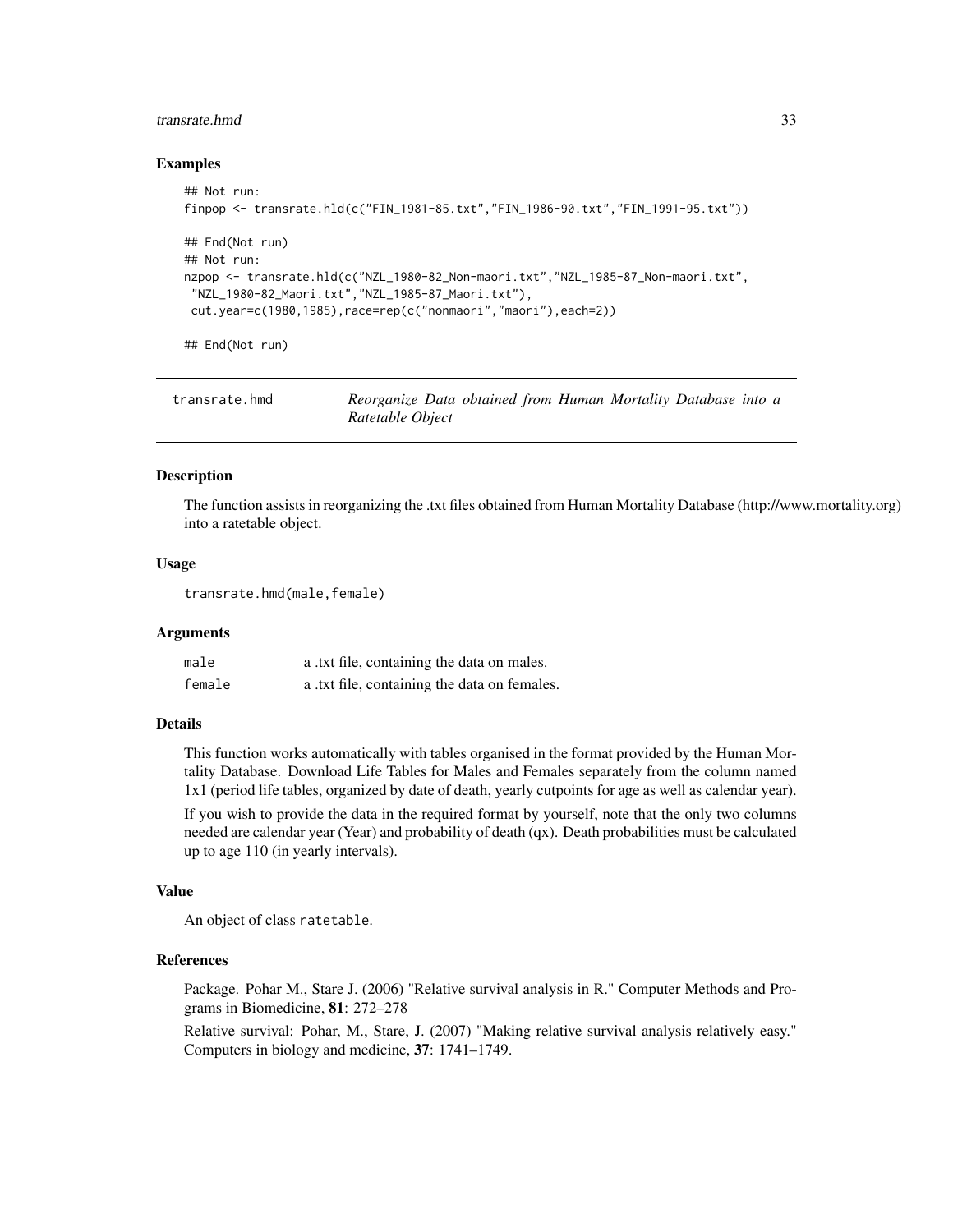### Examples

```
## Not run:
finpop <- transrate.hld(c("FIN_1981-85.txt","FIN_1986-90.txt","FIN_1991-95.txt"))

## End(Not run)
## Not run:
nzpop <- transrate.hld(c("NZL_1980-82_Non-maori.txt","NZL_1985-87_Non-maori.txt",
 "NZL_1980-82_Maori.txt","NZL_1985-87_Maori.txt"),
 cut.year=c(1980,1985),race=rep(c("nonmaori","maori"),each=2))

## End(Not run)
```

---

## transrate.hmd — *Reorganize Data obtained from Human Mortality Database into a Ratetable Object*

---

### Description

The function assists in reorganizing the .txt files obtained from Human Mortality Database (http://www.mortality.org) into a ratetable object.

### Usage

```
transrate.hmd(male,female)
```

### Arguments

| | |
|---|---|
| `male` | a .txt file, containing the data on males. |
| `female` | a .txt file, containing the data on females. |

### Details

This function works automatically with tables organised in the format provided by the Human Mortality Database. Download Life Tables for Males and Females separately from the column named 1x1 (period life tables, organized by date of death, yearly cutpoints for age as well as calendar year).

If you wish to provide the data in the required format by yourself, note that the only two columns needed are calendar year (Year) and probability of death (qx). Death probabilities must be calculated up to age 110 (in yearly intervals).

### Value

An object of class `ratetable`.

### References

Package. Pohar M., Stare J. (2006) "Relative survival analysis in R." Computer Methods and Programs in Biomedicine, **81**: 272–278

Relative survival: Pohar, M., Stare, J. (2007) "Making relative survival analysis relatively easy." Computers in biology and medicine, **37**: 1741–1749.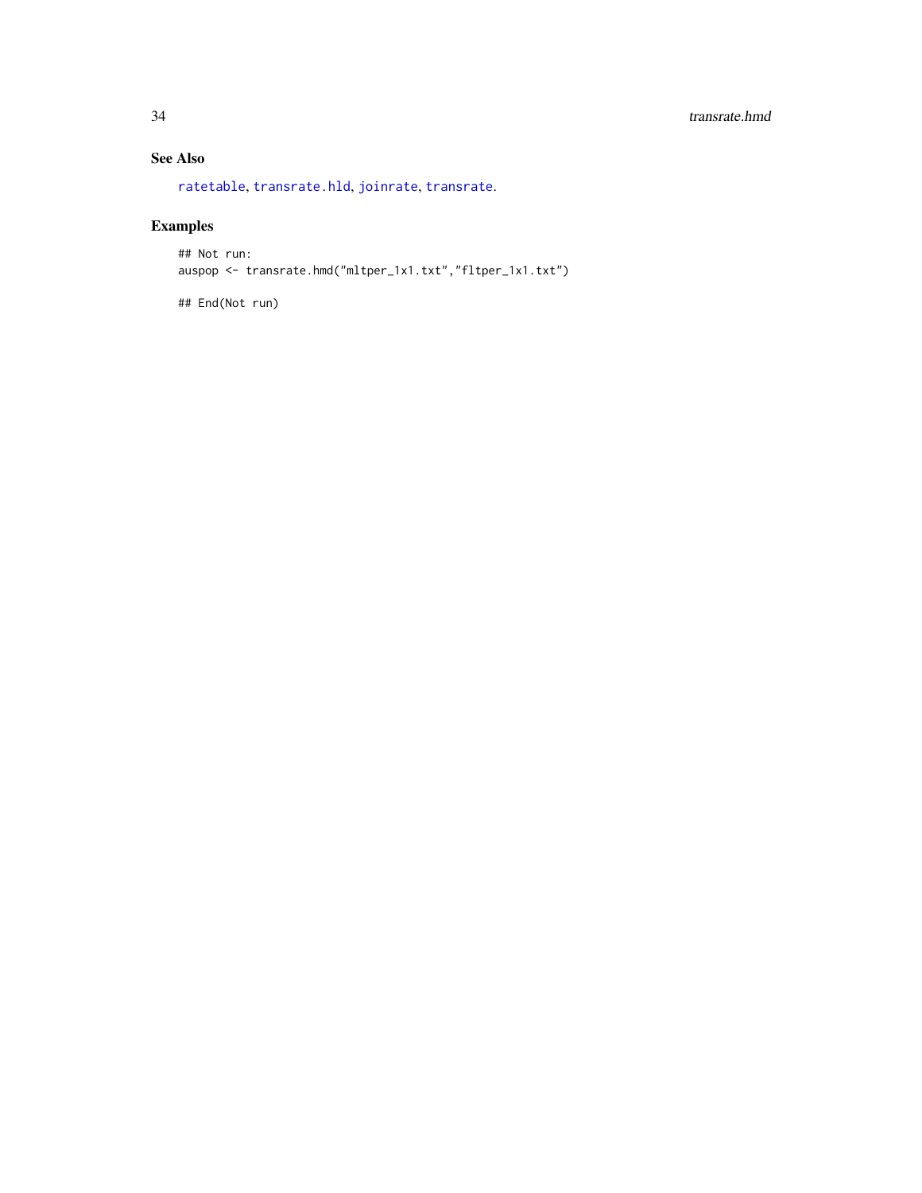## See Also

ratetable, transrate.hld, joinrate, transrate.

## Examples

```
## Not run:
auspop <- transrate.hmd("mltper_1x1.txt","fltper_1x1.txt")

## End(Not run)
```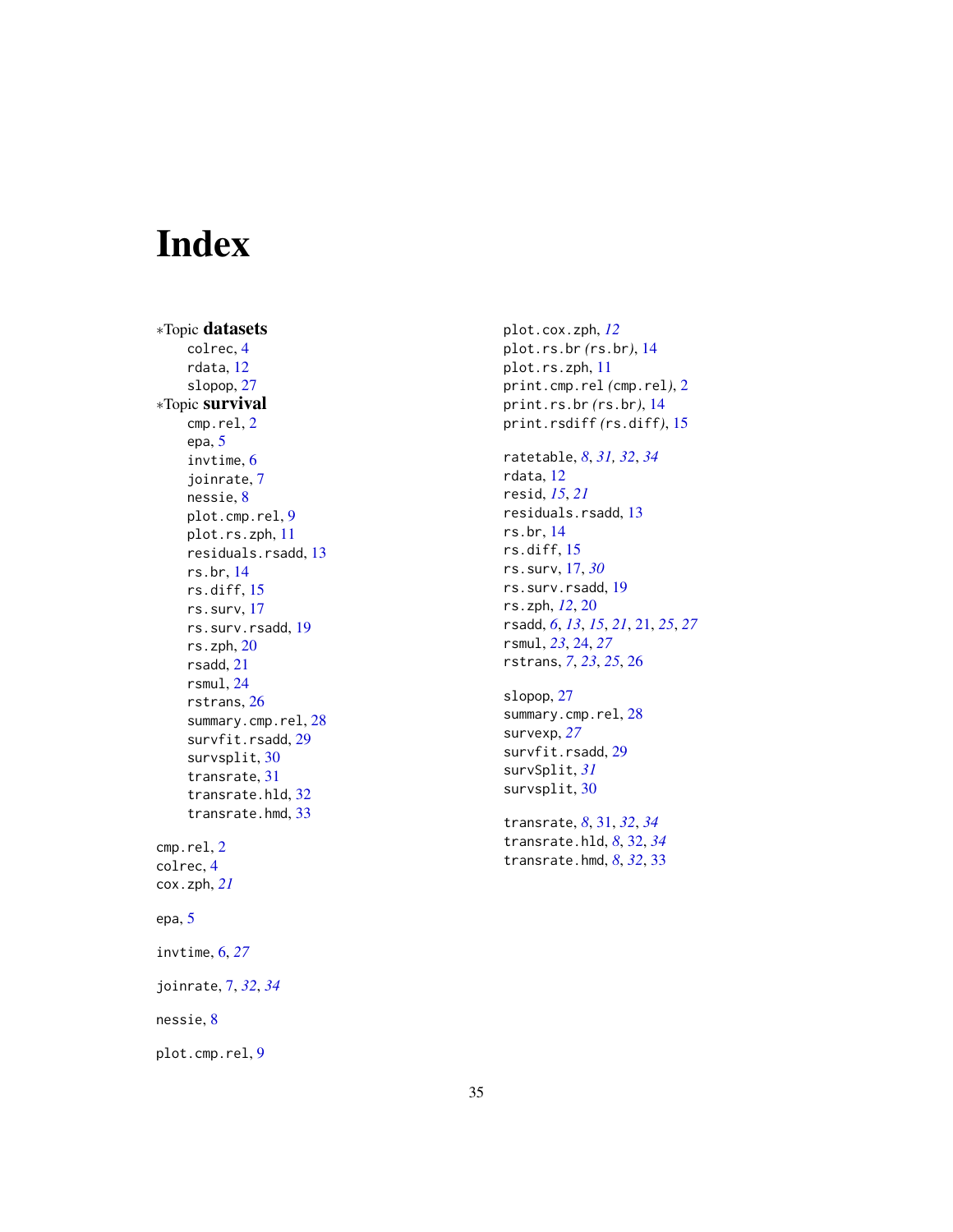# Index

∗Topic **datasets**

- colrec, 4
- rdata, 12
- slopop, 27

∗Topic **survival**

- cmp.rel, 2
- epa, 5
- invtime, 6
- joinrate, 7
- nessie, 8
- plot.cmp.rel, 9
- plot.rs.zph, 11
- residuals.rsadd, 13
- rs.br, 14
- rs.diff, 15
- rs.surv, 17
- rs.surv.rsadd, 19
- rs.zph, 20
- rsadd, 21
- rsmul, 24
- rstrans, 26
- summary.cmp.rel, 28
- survfit.rsadd, 29
- survsplit, 30
- transrate, 31
- transrate.hld, 32
- transrate.hmd, 33

cmp.rel, 2
colrec, 4
cox.zph, *21*

epa, 5

invtime, 6, *27*

joinrate, 7, *32*, *34*

nessie, 8

plot.cmp.rel, 9
plot.cox.zph, *12*
plot.rs.br *(*rs.br*)*, 14
plot.rs.zph, 11
print.cmp.rel *(*cmp.rel*)*, 2
print.rs.br *(*rs.br*)*, 14
print.rsdiff *(*rs.diff*)*, 15

ratetable, *8*, *31, 32*, *34*
rdata, 12
resid, *15*, *21*
residuals.rsadd, 13
rs.br, 14
rs.diff, 15
rs.surv, 17, *30*
rs.surv.rsadd, 19
rs.zph, *12*, 20
rsadd, *6*, *13*, *15*, *21*, 21, *25*, *27*
rsmul, *23*, 24, *27*
rstrans, *7*, *23*, *25*, 26

slopop, 27
summary.cmp.rel, 28
survexp, *27*
survfit.rsadd, 29
survSplit, *31*
survsplit, 30

transrate, *8*, 31, *32*, *34*
transrate.hld, *8*, 32, *34*
transrate.hmd, *8*, *32*, 33